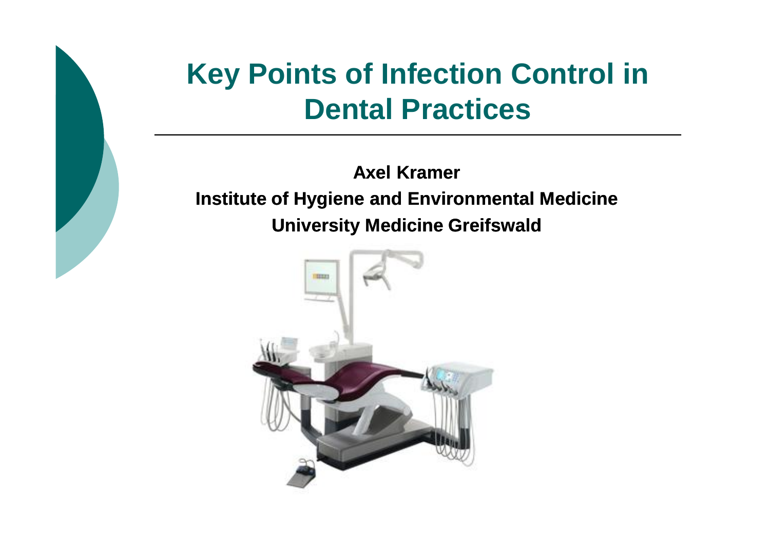# Key Points of Infection Control in Dental Practices

**Axel Kramer**

**Institute of Hygiene and Environmental Medicine**

**University Medicine Greifswald**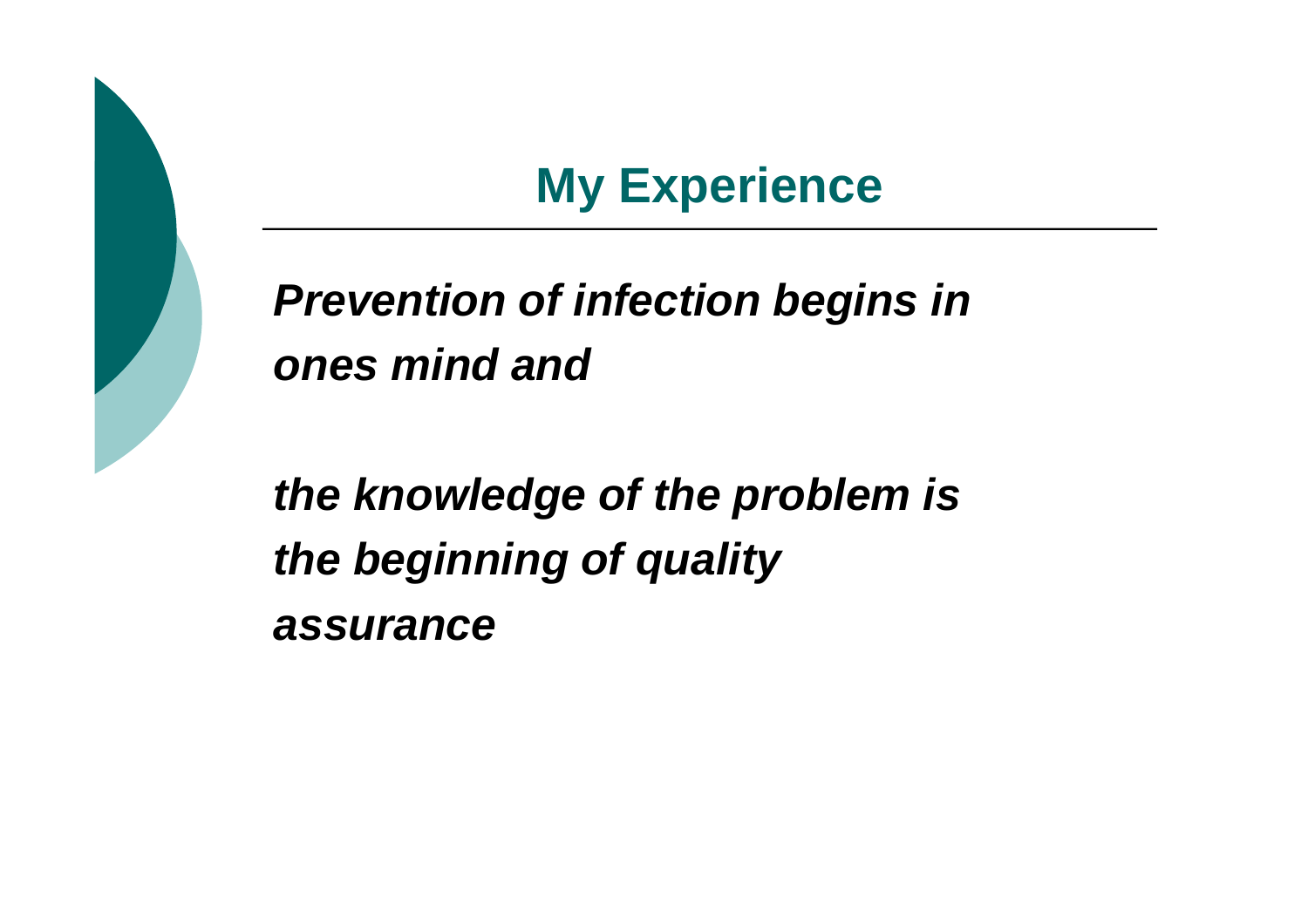# My Experience

***Prevention of infection begins in ones mind and***

***the knowledge of the problem is the beginning of quality assurance***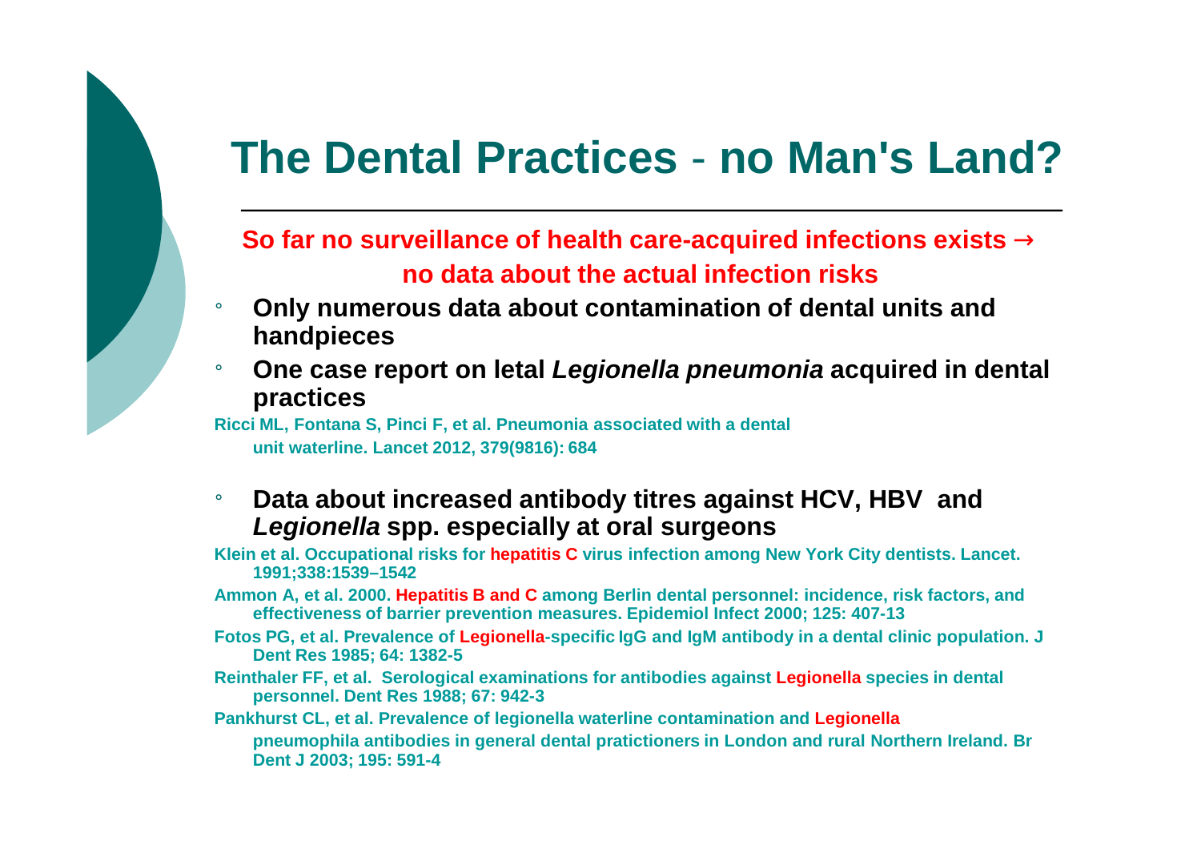# The Dental Practices - no Man's Land?

**So far no surveillance of health care-acquired infections exists → no data about the actual infection risks**

- **Only numerous data about contamination of dental units and handpieces**
- **One case report on letal *Legionella pneumonia* acquired in dental practices**

**Ricci ML, Fontana S, Pinci F, et al. Pneumonia associated with a dental unit waterline. Lancet 2012, 379(9816): 684**

- **Data about increased antibody titres against HCV, HBV and *Legionella* spp. especially at oral surgeons**

**Klein et al. Occupational risks for hepatitis C virus infection among New York City dentists. Lancet. 1991;338:1539–1542**

**Ammon A, et al. 2000. Hepatitis B and C among Berlin dental personnel: incidence, risk factors, and effectiveness of barrier prevention measures. Epidemiol Infect 2000; 125: 407-13**

**Fotos PG, et al. Prevalence of Legionella-specific IgG and IgM antibody in a dental clinic population. J Dent Res 1985; 64: 1382-5**

**Reinthaler FF, et al. Serological examinations for antibodies against Legionella species in dental personnel. Dent Res 1988; 67: 942-3**

**Pankhurst CL, et al. Prevalence of legionella waterline contamination and Legionella pneumophila antibodies in general dental pratictioners in London and rural Northern Ireland. Br Dent J 2003; 195: 591-4**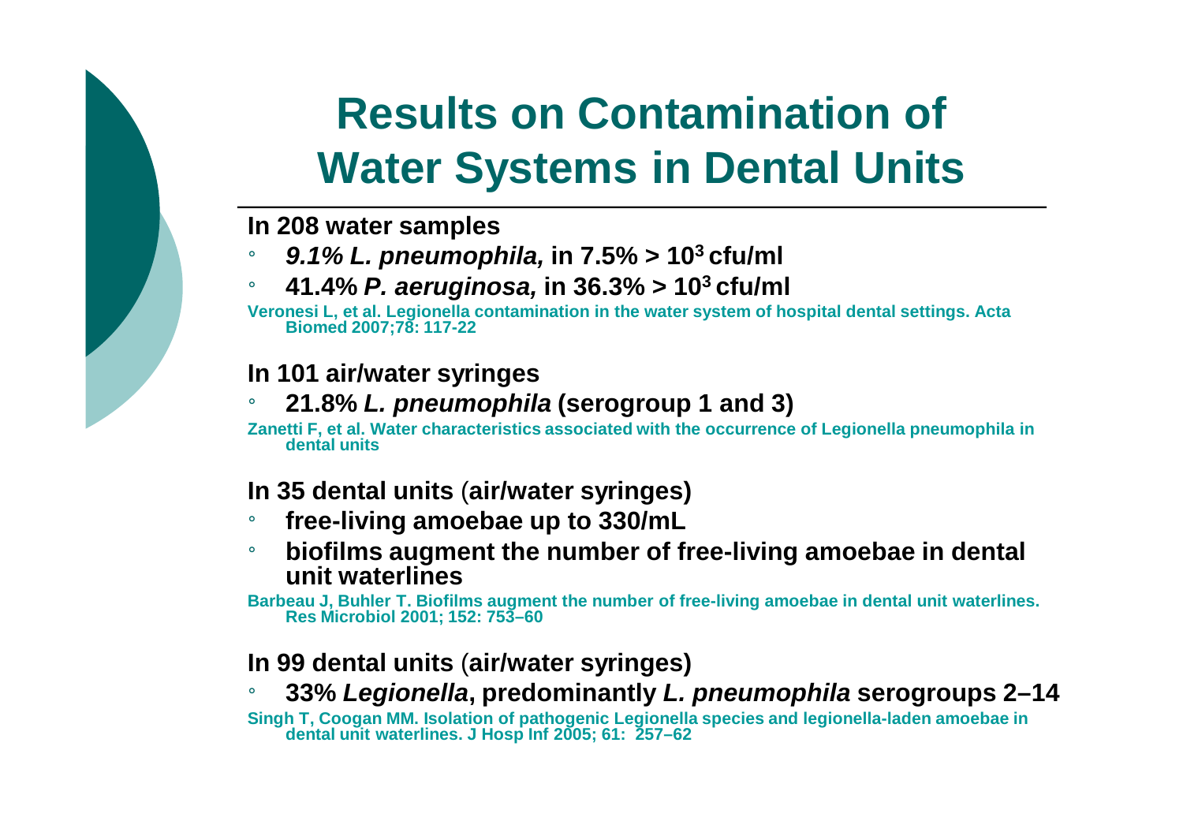# Results on Contamination of Water Systems in Dental Units

**In 208 water samples**

- ***9.1% L. pneumophila,*** **in 7.5% > $10^3$ cfu/ml**
- **41.4% *P. aeruginosa,* in 36.3% > $10^3$ cfu/ml**

Veronesi L, et al. Legionella contamination in the water system of hospital dental settings. Acta Biomed 2007;78: 117-22

**In 101 air/water syringes**

- **21.8% *L. pneumophila* (serogroup 1 and 3)**

Zanetti F, et al. Water characteristics associated with the occurrence of Legionella pneumophila in dental units

**In 35 dental units (air/water syringes)**

- **free-living amoebae up to 330/mL**
- **biofilms augment the number of free-living amoebae in dental unit waterlines**

Barbeau J, Buhler T. Biofilms augment the number of free-living amoebae in dental unit waterlines. Res Microbiol 2001; 152: 753–60

**In 99 dental units (air/water syringes)**

- **33% *Legionella*, predominantly *L. pneumophila* serogroups 2–14**

Singh T, Coogan MM. Isolation of pathogenic Legionella species and legionella-laden amoebae in dental unit waterlines. J Hosp Inf 2005; 61: 257–62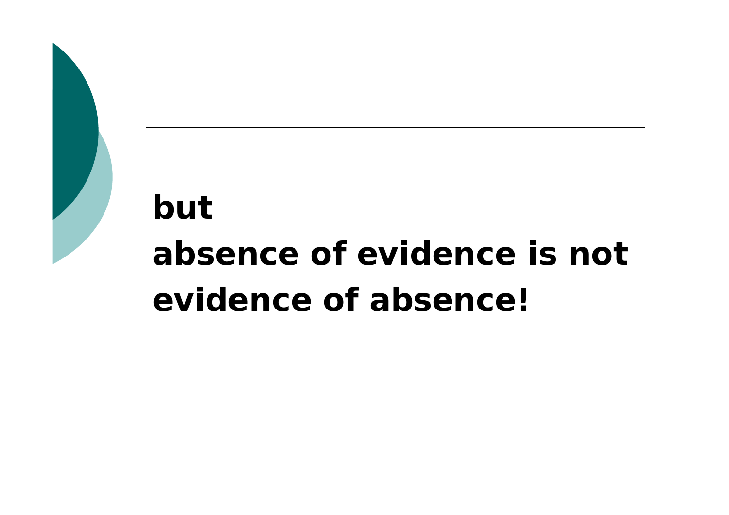**but**

**absence of evidence is not evidence of absence!**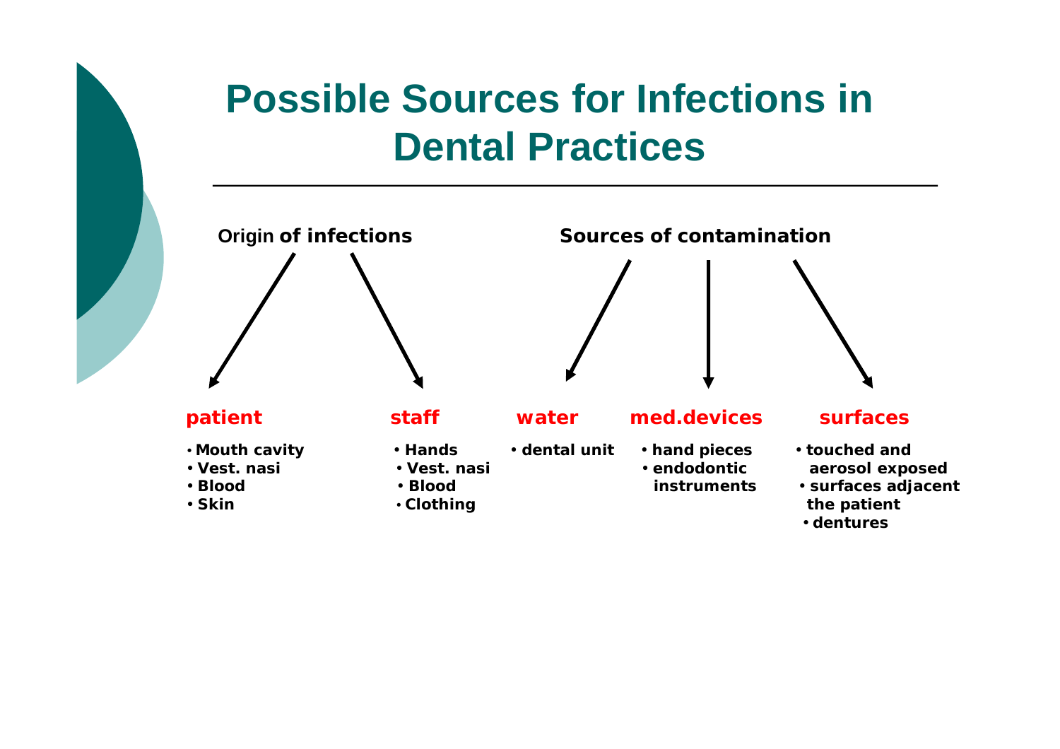# Possible Sources for Infections in Dental Practices

**Origin of infections**

**patient**

- **Mouth cavity**
- **Vest. nasi**
- **Blood**
- **Skin**

**staff**

- **Hands**
- **Vest. nasi**
- **Blood**
- **Clothing**

**Sources of contamination**

**water**

- **dental unit**

**med.devices**

- **hand pieces**
- **endodontic instruments**

**surfaces**

- **touched and aerosol exposed**
- **surfaces adjacent the patient**
- **dentures**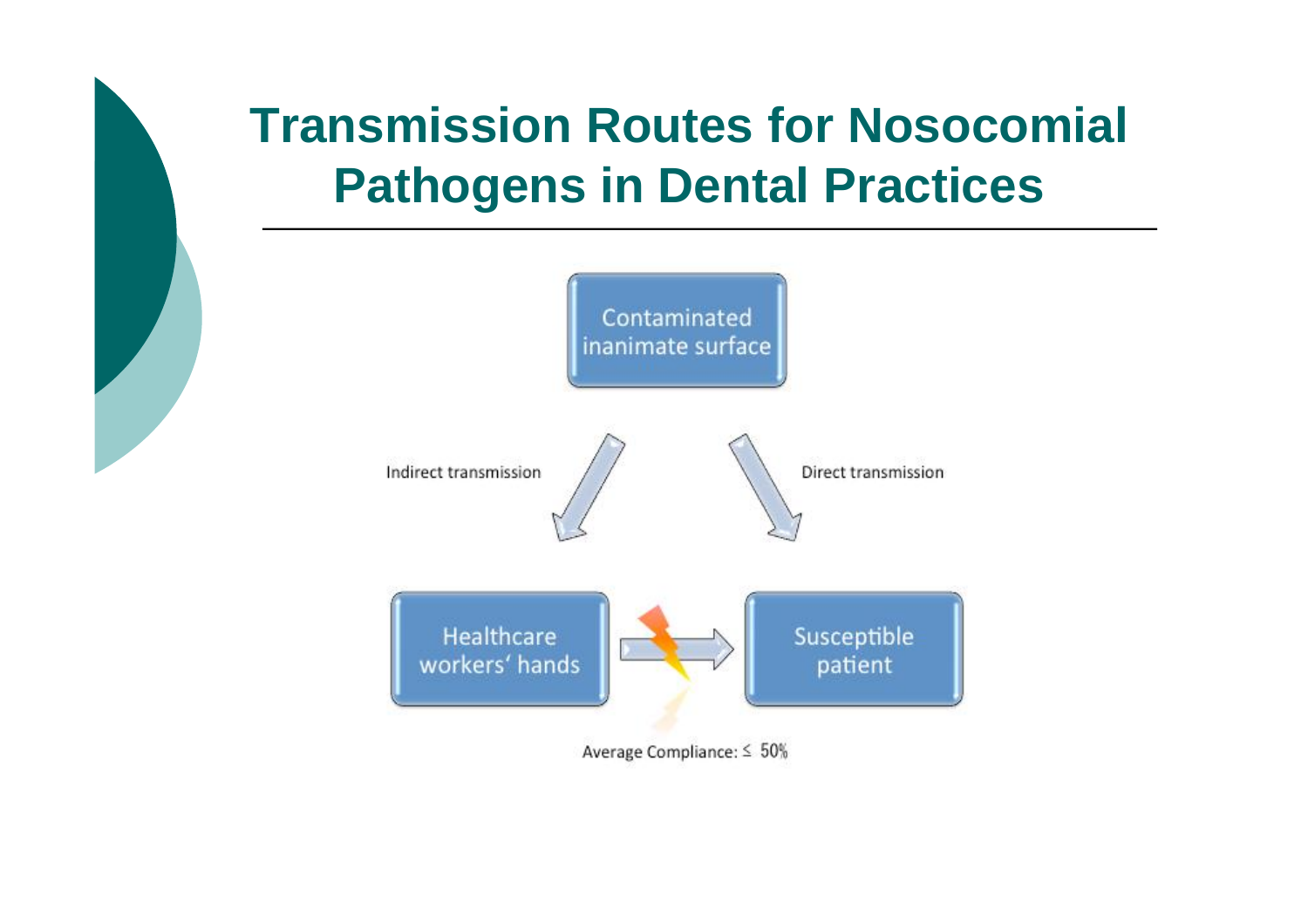# Transmission Routes for Nosocomial Pathogens in Dental Practices

Contaminated inanimate surface

Indirect transmission

Direct transmission

Healthcare workers' hands

Susceptible patient

Average Compliance: ≤ 50%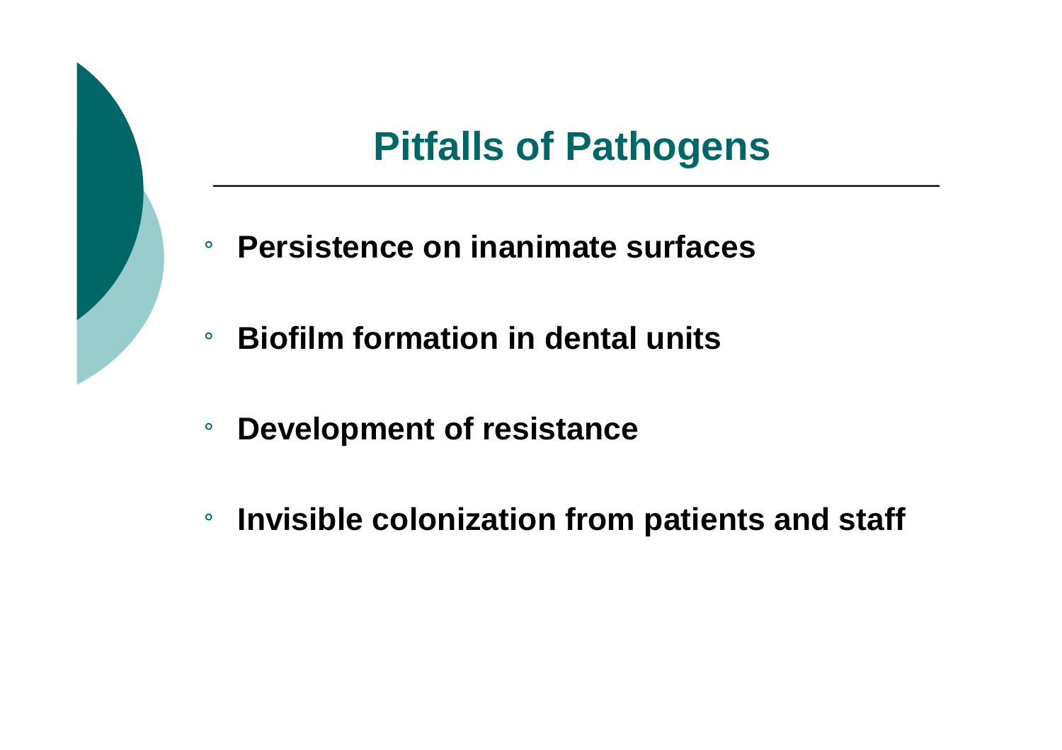# Pitfalls of Pathogens

- **Persistence on inanimate surfaces**
- **Biofilm formation in dental units**
- **Development of resistance**
- **Invisible colonization from patients and staff**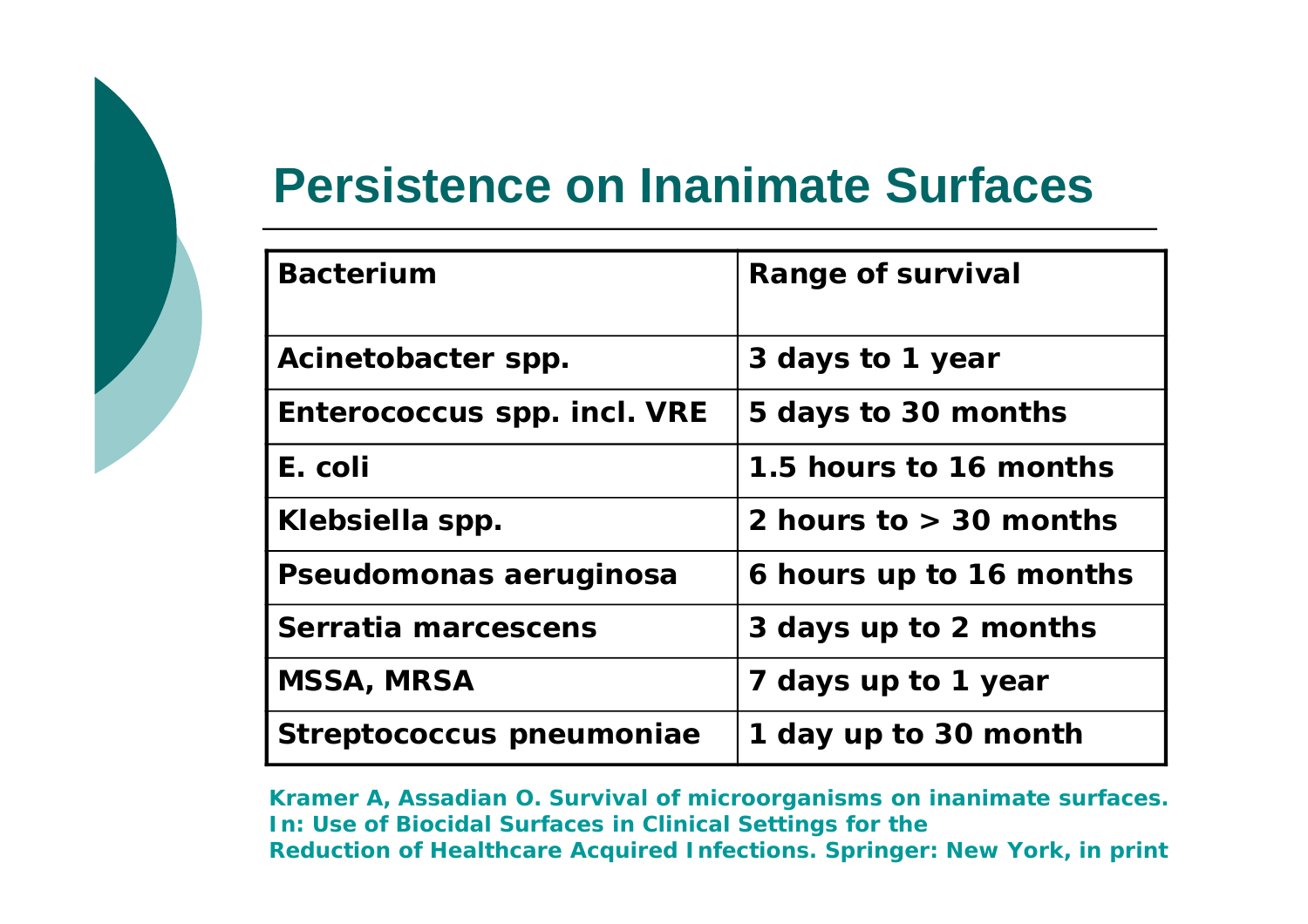# Persistence on Inanimate Surfaces

| Bacterium | Range of survival |
|---|---|
| Acinetobacter spp. | 3 days to 1 year |
| Enterococcus spp. incl. VRE | 5 days to 30 months |
| E. coli | 1.5 hours to 16 months |
| Klebsiella spp. | 2 hours to > 30 months |
| Pseudomonas aeruginosa | 6 hours up to 16 months |
| Serratia marcescens | 3 days up to 2 months |
| MSSA, MRSA | 7 days up to 1 year |
| Streptococcus pneumoniae | 1 day up to 30 month |

Kramer A, Assadian O. Survival of microorganisms on inanimate surfaces. In: Use of Biocidal Surfaces in Clinical Settings for the Reduction of Healthcare Acquired Infections. Springer: New York, in print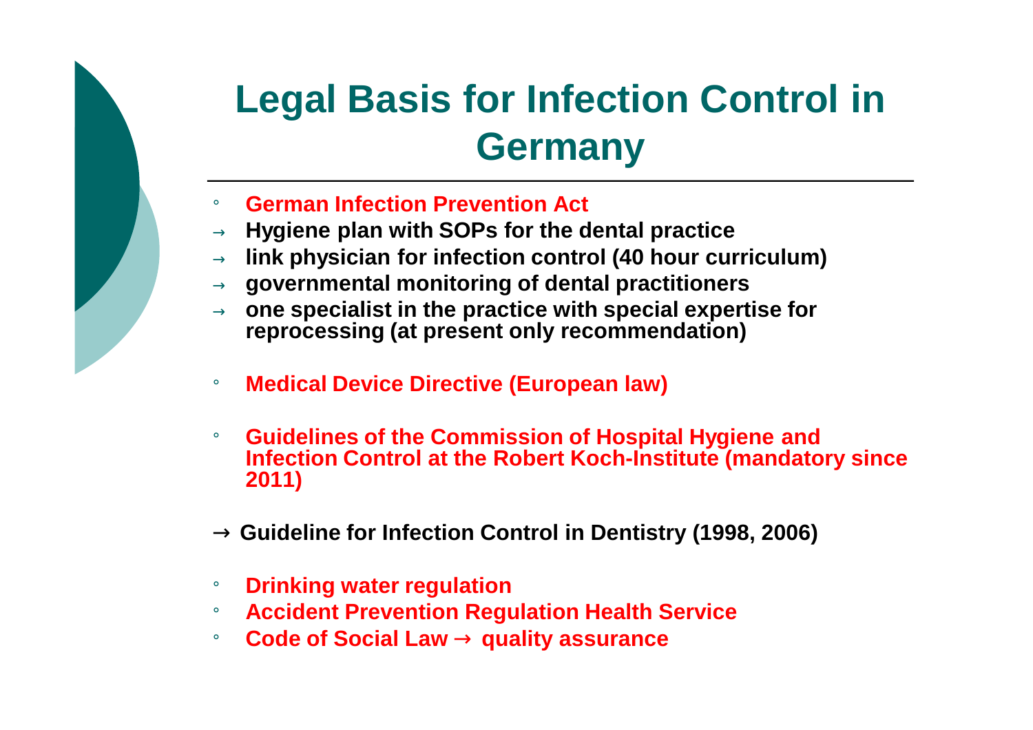# Legal Basis for Infection Control in Germany

- **German Infection Prevention Act**
  - → **Hygiene plan with SOPs for the dental practice**
  - → **link physician for infection control (40 hour curriculum)**
  - → **governmental monitoring of dental practitioners**
  - → **one specialist in the practice with special expertise for reprocessing (at present only recommendation)**

- **Medical Device Directive (European law)**

- **Guidelines of the Commission of Hospital Hygiene and Infection Control at the Robert Koch-Institute (mandatory since 2011)**

→ **Guideline for Infection Control in Dentistry (1998, 2006)**

- **Drinking water regulation**
- **Accident Prevention Regulation Health Service**
- **Code of Social Law → quality assurance**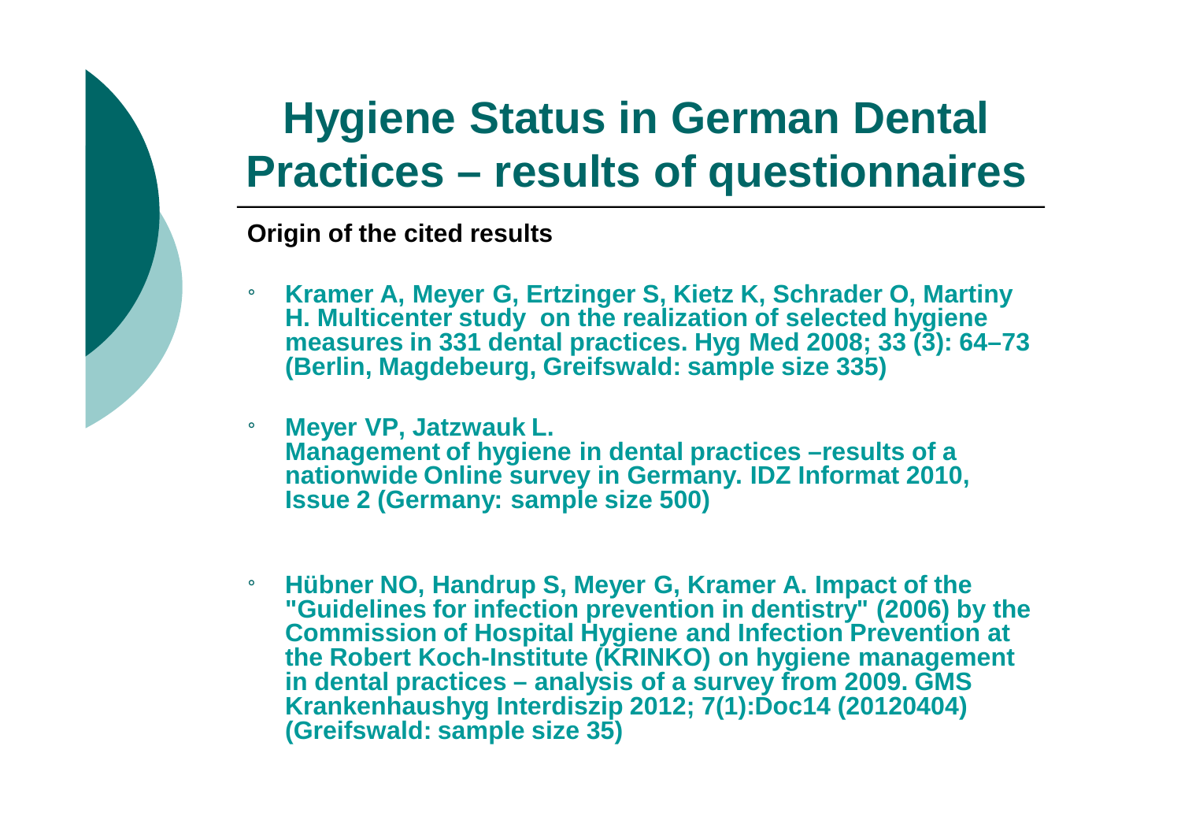# Hygiene Status in German Dental Practices – results of questionnaires

**Origin of the cited results**

- **Kramer A, Meyer G, Ertzinger S, Kietz K, Schrader O, Martiny H. Multicenter study on the realization of selected hygiene measures in 331 dental practices. Hyg Med 2008; 33 (3): 64–73 (Berlin, Magdebeurg, Greifswald: sample size 335)**
- **Meyer VP, Jatzwauk L. Management of hygiene in dental practices –results of a nationwide Online survey in Germany. IDZ Informat 2010, Issue 2 (Germany: sample size 500)**
- **Hübner NO, Handrup S, Meyer G, Kramer A. Impact of the "Guidelines for infection prevention in dentistry" (2006) by the Commission of Hospital Hygiene and Infection Prevention at the Robert Koch-Institute (KRINKO) on hygiene management in dental practices – analysis of a survey from 2009. GMS Krankenhaushyg Interdiszip 2012; 7(1):Doc14 (20120404) (Greifswald: sample size 35)**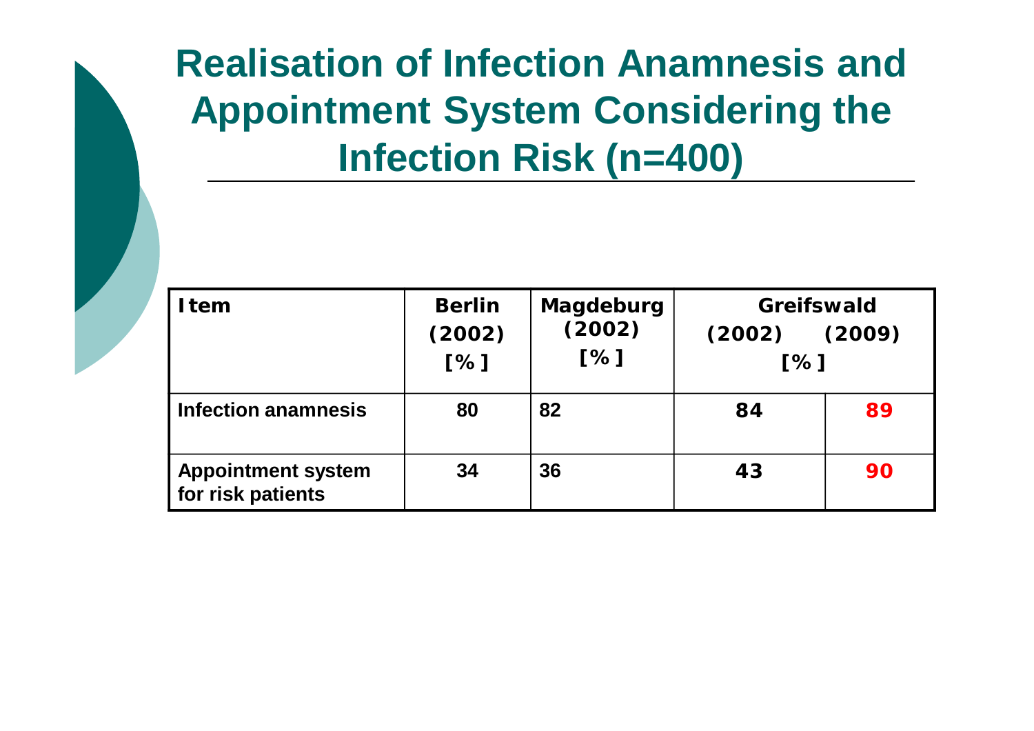# Realisation of Infection Anamnesis and Appointment System Considering the Infection Risk (n=400)

| Item | Berlin (2002) [%] | Magdeburg (2002) [%] | Greifswald (2002) [%] | Greifswald (2009) [%] |
|---|---|---|---|---|
| Infection anamnesis | 80 | 82 | 84 | 89 |
| Appointment system for risk patients | 34 | 36 | 43 | 90 |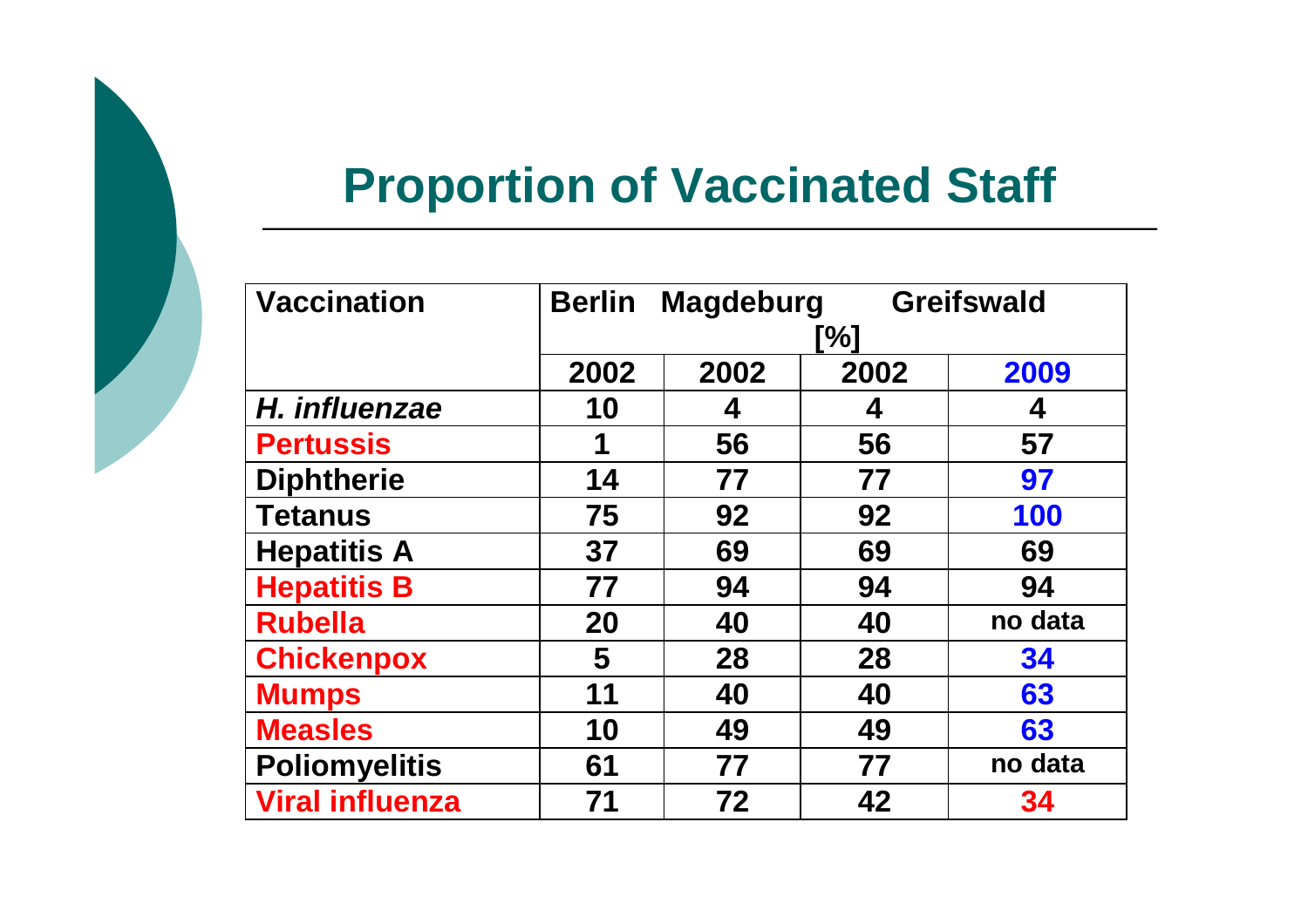# Proportion of Vaccinated Staff

| Vaccination | Berlin | Magdeburg | Greifswald [%] | |
|---|---|---|---|---|
| | 2002 | 2002 | 2002 | 2009 |
| *H. influenzae* | 10 | 4 | 4 | 4 |
| Pertussis | 1 | 56 | 56 | 57 |
| Diphtherie | 14 | 77 | 77 | 97 |
| Tetanus | 75 | 92 | 92 | 100 |
| Hepatitis A | 37 | 69 | 69 | 69 |
| Hepatitis B | 77 | 94 | 94 | 94 |
| Rubella | 20 | 40 | 40 | no data |
| Chickenpox | 5 | 28 | 28 | 34 |
| Mumps | 11 | 40 | 40 | 63 |
| Measles | 10 | 49 | 49 | 63 |
| Poliomyelitis | 61 | 77 | 77 | no data |
| Viral influenza | 71 | 72 | 42 | 34 |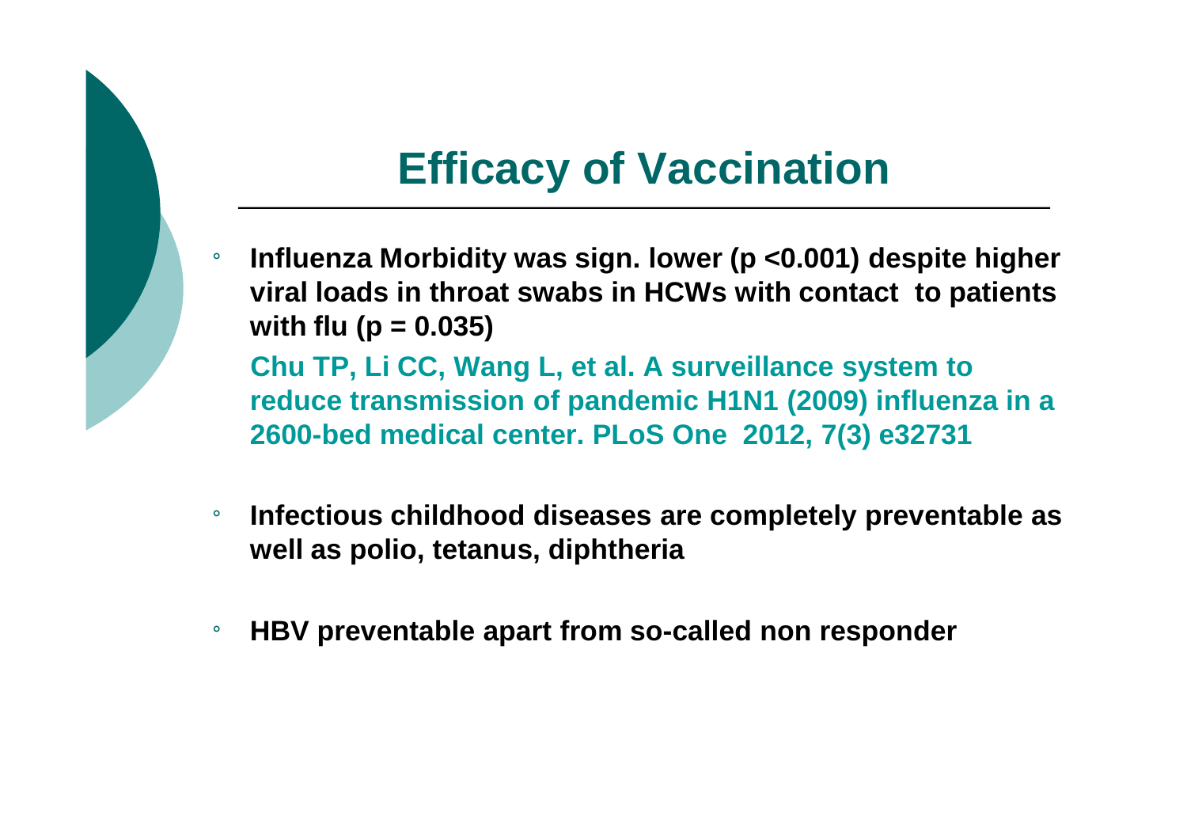# Efficacy of Vaccination

- **Influenza Morbidity was sign. lower ($p < 0.001$) despite higher viral loads in throat swabs in HCWs with contact to patients with flu ($p = 0.035$)**

  **Chu TP, Li CC, Wang L, et al. A surveillance system to reduce transmission of pandemic H1N1 (2009) influenza in a 2600-bed medical center. PLoS One 2012, 7(3) e32731**

- **Infectious childhood diseases are completely preventable as well as polio, tetanus, diphtheria**

- **HBV preventable apart from so-called non responder**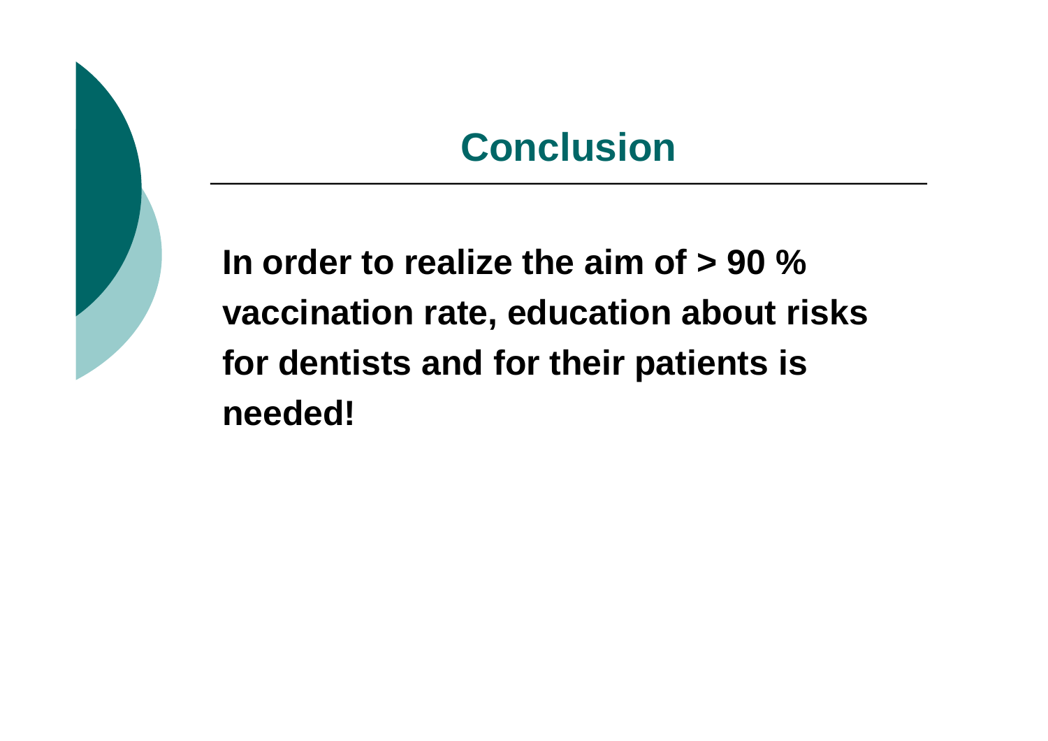# Conclusion

**In order to realize the aim of > 90 % vaccination rate, education about risks for dentists and for their patients is needed!**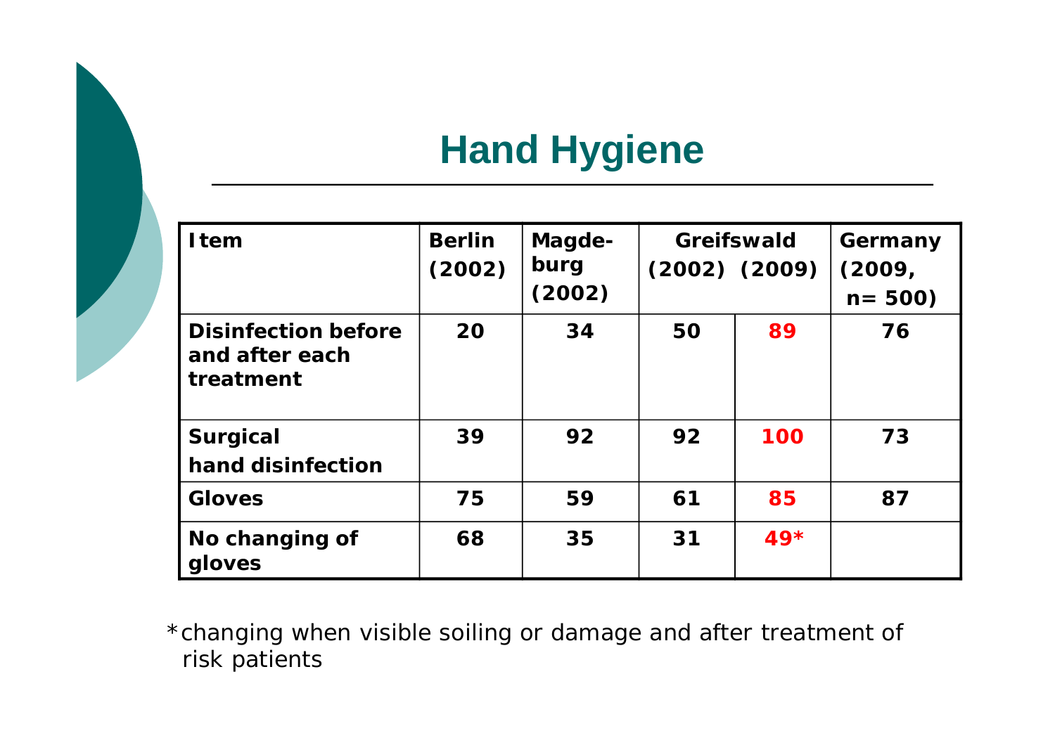# Hand Hygiene

| Item | Berlin (2002) | Magde-burg (2002) | Greifswald (2002) | Greifswald (2009) | Germany (2009, n= 500) |
|---|---|---|---|---|---|
| Disinfection before and after each treatment | 20 | 34 | 50 | 89 | 76 |
| Surgical hand disinfection | 39 | 92 | 92 | 100 | 73 |
| Gloves | 75 | 59 | 61 | 85 | 87 |
| No changing of gloves | 68 | 35 | 31 | 49* | |

*changing when visible soiling or damage and after treatment of risk patients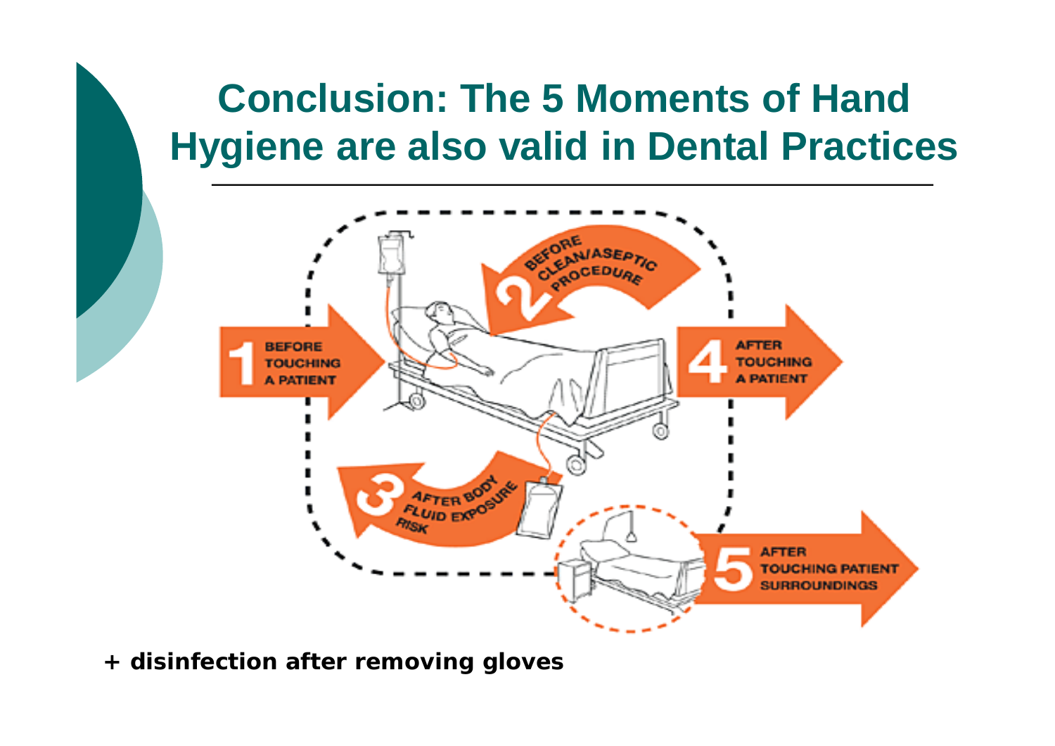# Conclusion: The 5 Moments of Hand Hygiene are also valid in Dental Practices

1. BEFORE TOUCHING A PATIENT
2. BEFORE CLEAN/ASEPTIC PROCEDURE
3. AFTER BODY FLUID EXPOSURE RISK
4. AFTER TOUCHING A PATIENT
5. AFTER TOUCHING PATIENT SURROUNDINGS

**+ disinfection after removing gloves**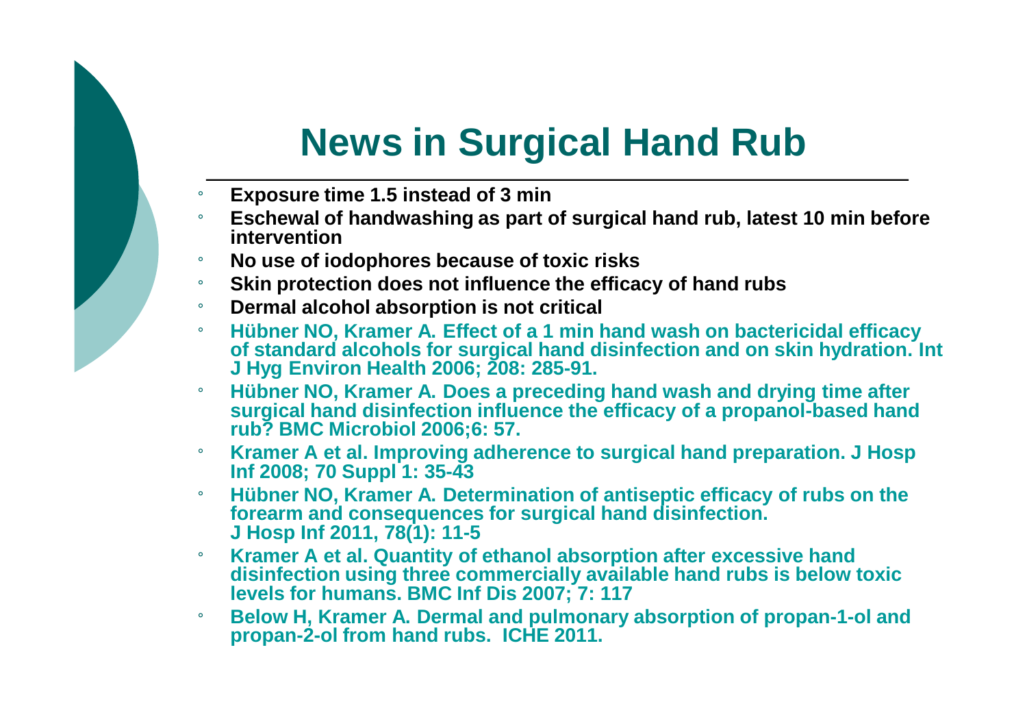# News in Surgical Hand Rub

- **Exposure time 1.5 instead of 3 min**
- **Eschewal of handwashing as part of surgical hand rub, latest 10 min before intervention**
- **No use of iodophores because of toxic risks**
- **Skin protection does not influence the efficacy of hand rubs**
- **Dermal alcohol absorption is not critical**
- **Hübner NO, Kramer A. Effect of a 1 min hand wash on bactericidal efficacy of standard alcohols for surgical hand disinfection and on skin hydration. Int J Hyg Environ Health 2006; 208: 285-91.**
- **Hübner NO, Kramer A. Does a preceding hand wash and drying time after surgical hand disinfection influence the efficacy of a propanol-based hand rub? BMC Microbiol 2006;6: 57.**
- **Kramer A et al. Improving adherence to surgical hand preparation. J Hosp Inf 2008; 70 Suppl 1: 35-43**
- **Hübner NO, Kramer A. Determination of antiseptic efficacy of rubs on the forearm and consequences for surgical hand disinfection. J Hosp Inf 2011, 78(1): 11-5**
- **Kramer A et al. Quantity of ethanol absorption after excessive hand disinfection using three commercially available hand rubs is below toxic levels for humans. BMC Inf Dis 2007; 7: 117**
- **Below H, Kramer A. Dermal and pulmonary absorption of propan-1-ol and propan-2-ol from hand rubs. ICHE 2011.**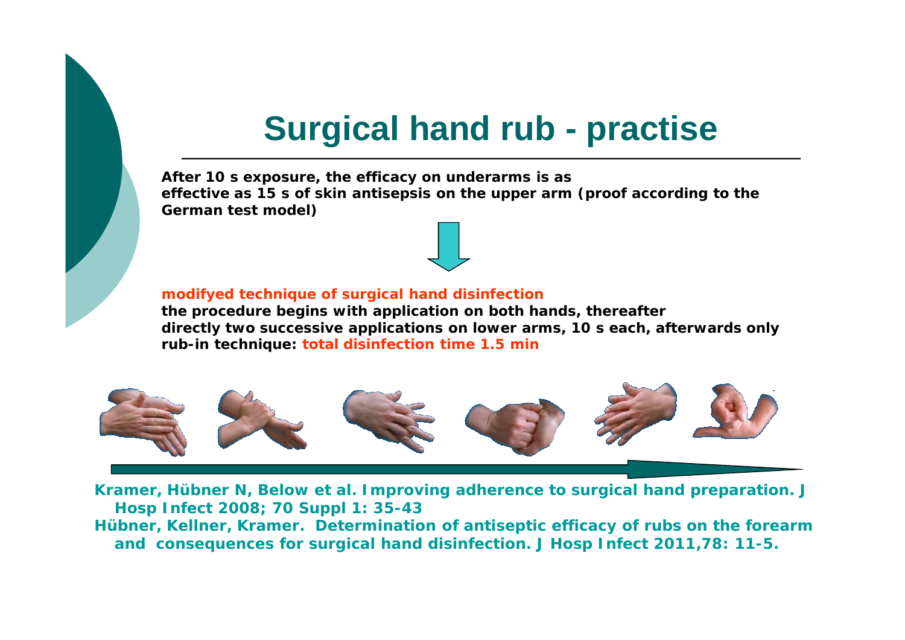# Surgical hand rub - practise

**After 10 s exposure, the efficacy on underarms is as effective as 15 s of skin antisepsis on the upper arm (proof according to the German test model)**

**modifyed technique of surgical hand disinfection**

**the procedure begins with application on both hands, thereafter directly two successive applications on lower arms, 10 s each, afterwards only rub-in technique: total disinfection time 1.5 min**

**Kramer, Hübner N, Below et al. Improving adherence to surgical hand preparation. J Hosp Infect 2008; 70 Suppl 1: 35-43**

**Hübner, Kellner, Kramer. Determination of antiseptic efficacy of rubs on the forearm and consequences for surgical hand disinfection. J Hosp Infect 2011,78: 11-5.**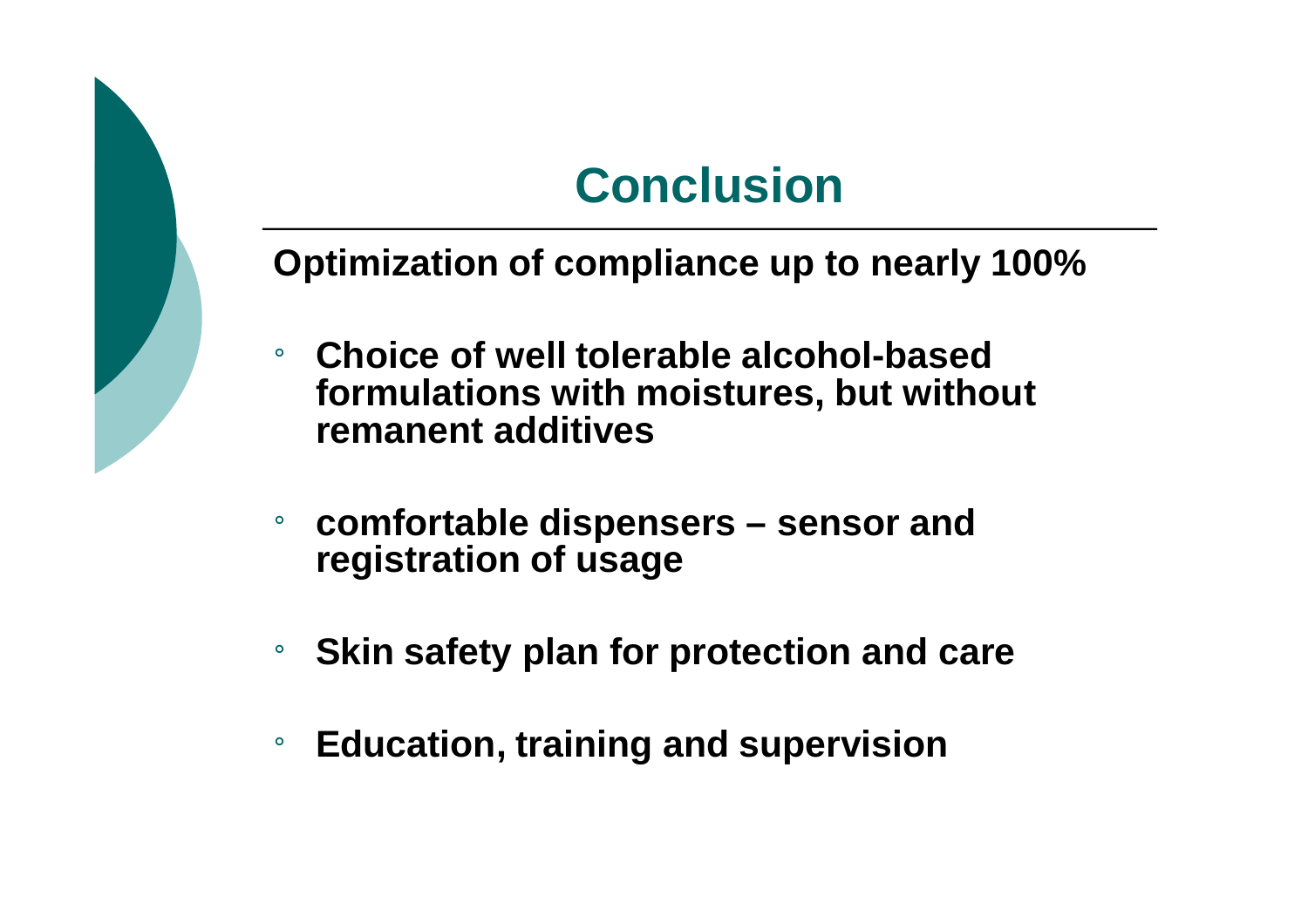# Conclusion

**Optimization of compliance up to nearly 100%**

- **Choice of well tolerable alcohol-based formulations with moistures, but without remanent additives**
- **comfortable dispensers – sensor and registration of usage**
- **Skin safety plan for protection and care**
- **Education, training and supervision**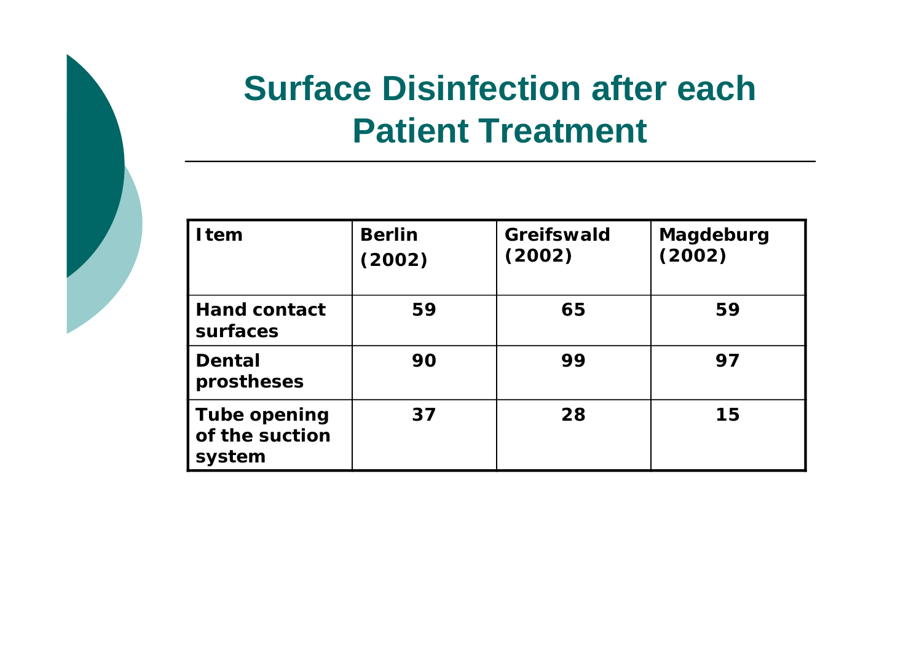# Surface Disinfection after each Patient Treatment

| Item | Berlin (2002) | Greifswald (2002) | Magdeburg (2002) |
|---|---|---|---|
| Hand contact surfaces | 59 | 65 | 59 |
| Dental prostheses | 90 | 99 | 97 |
| Tube opening of the suction system | 37 | 28 | 15 |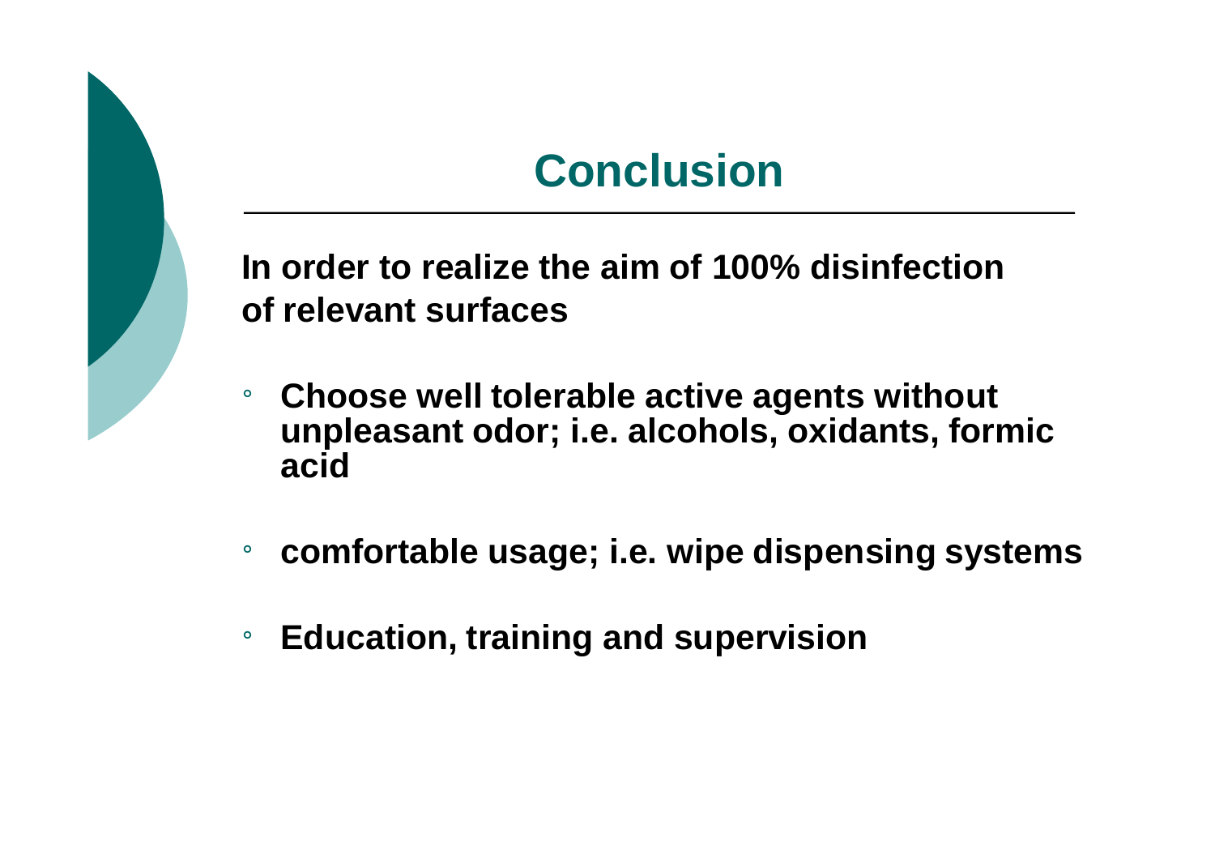# Conclusion

**In order to realize the aim of 100% disinfection of relevant surfaces**

- **Choose well tolerable active agents without unpleasant odor; i.e. alcohols, oxidants, formic acid**
- **comfortable usage; i.e. wipe dispensing systems**
- **Education, training and supervision**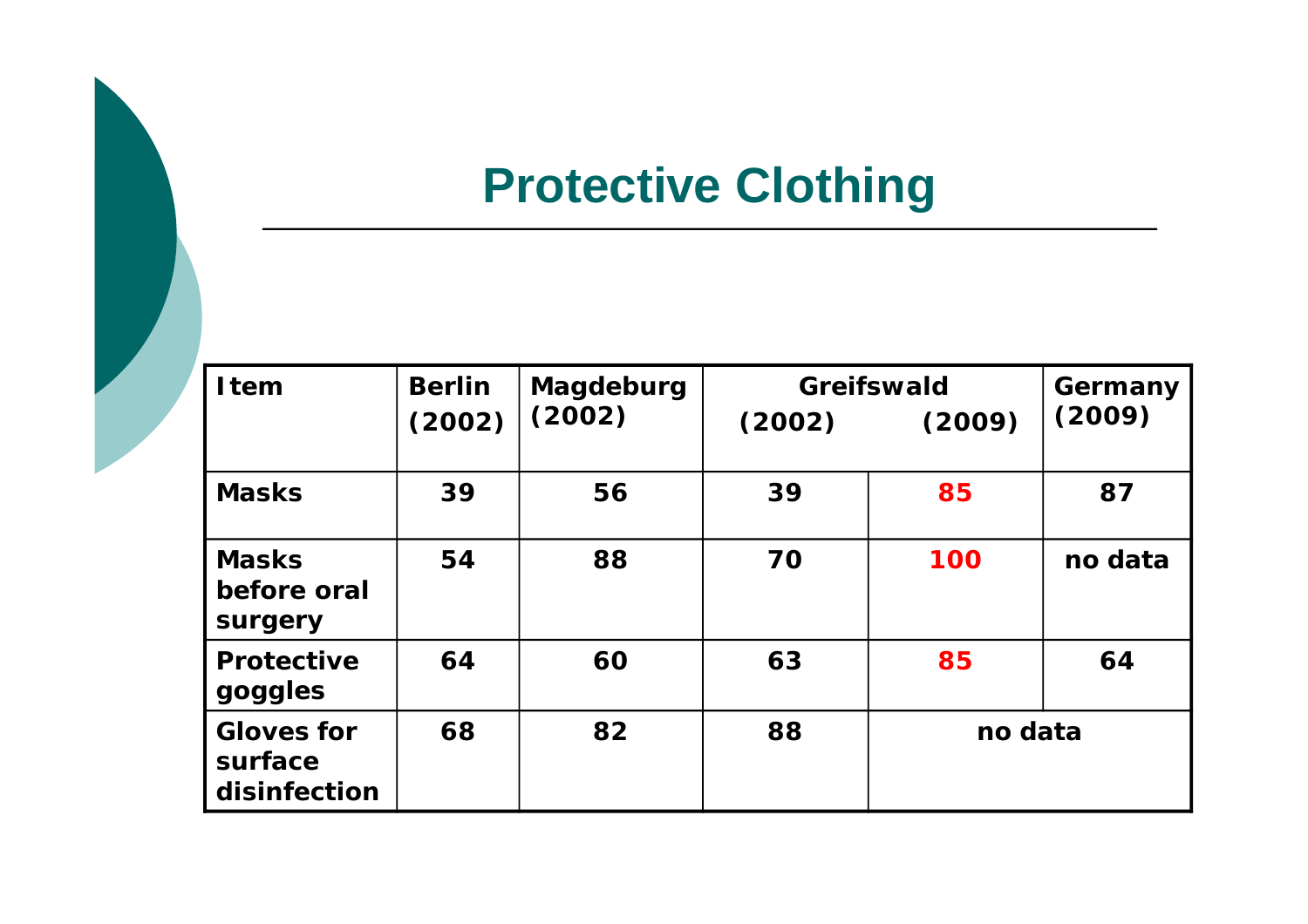# Protective Clothing

| Item | Berlin (2002) | Magdeburg (2002) | Greifswald (2002) | Greifswald (2009) | Germany (2009) |
|---|---|---|---|---|---|
| Masks | 39 | 56 | 39 | 85 | 87 |
| Masks before oral surgery | 54 | 88 | 70 | 100 | no data |
| Protective goggles | 64 | 60 | 63 | 85 | 64 |
| Gloves for surface disinfection | 68 | 82 | 88 | no data | |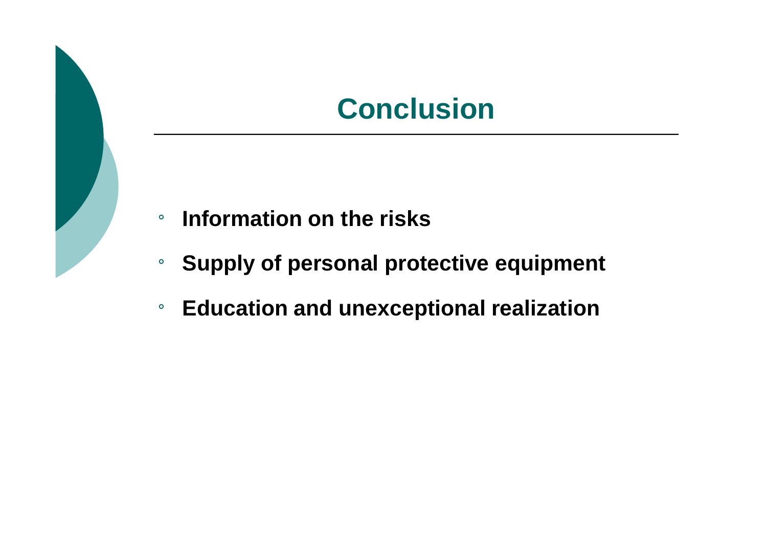# Conclusion

- **Information on the risks**
- **Supply of personal protective equipment**
- **Education and unexceptional realization**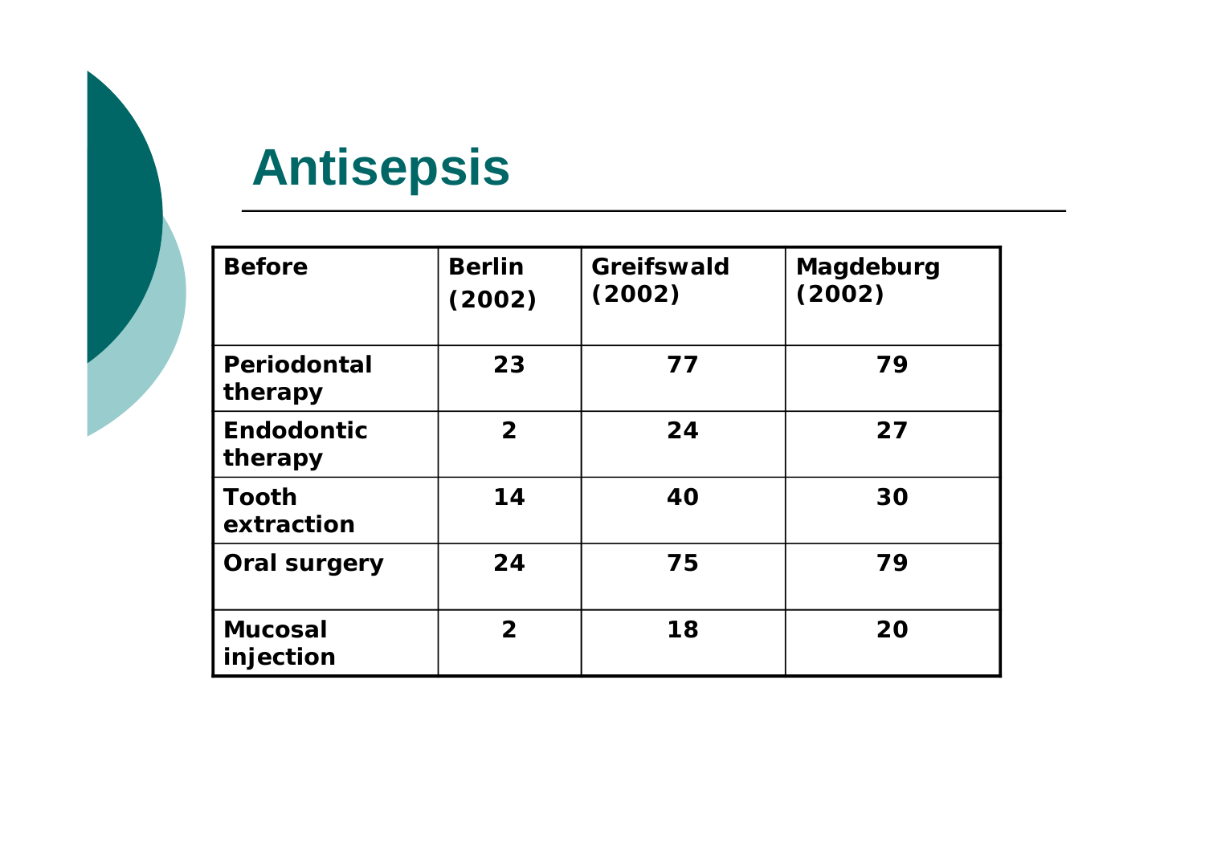# Antisepsis

| Before | Berlin (2002) | Greifswald (2002) | Magdeburg (2002) |
|---|---|---|---|
| Periodontal therapy | 23 | 77 | 79 |
| Endodontic therapy | 2 | 24 | 27 |
| Tooth extraction | 14 | 40 | 30 |
| Oral surgery | 24 | 75 | 79 |
| Mucosal injection | 2 | 18 | 20 |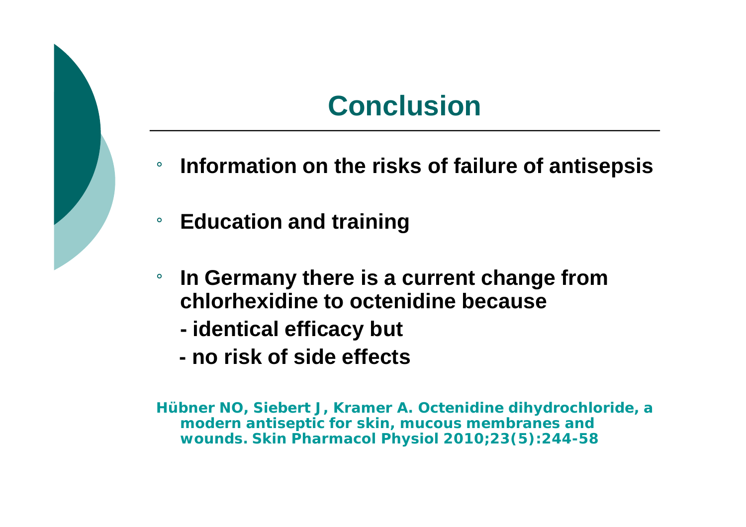# Conclusion

- **Information on the risks of failure of antisepsis**
- **Education and training**
- **In Germany there is a current change from chlorhexidine to octenidine because**
  - **identical efficacy but**
  - **no risk of side effects**

**Hübner NO, Siebert J, Kramer A. Octenidine dihydrochloride, a modern antiseptic for skin, mucous membranes and wounds. Skin Pharmacol Physiol 2010;23(5):244-58**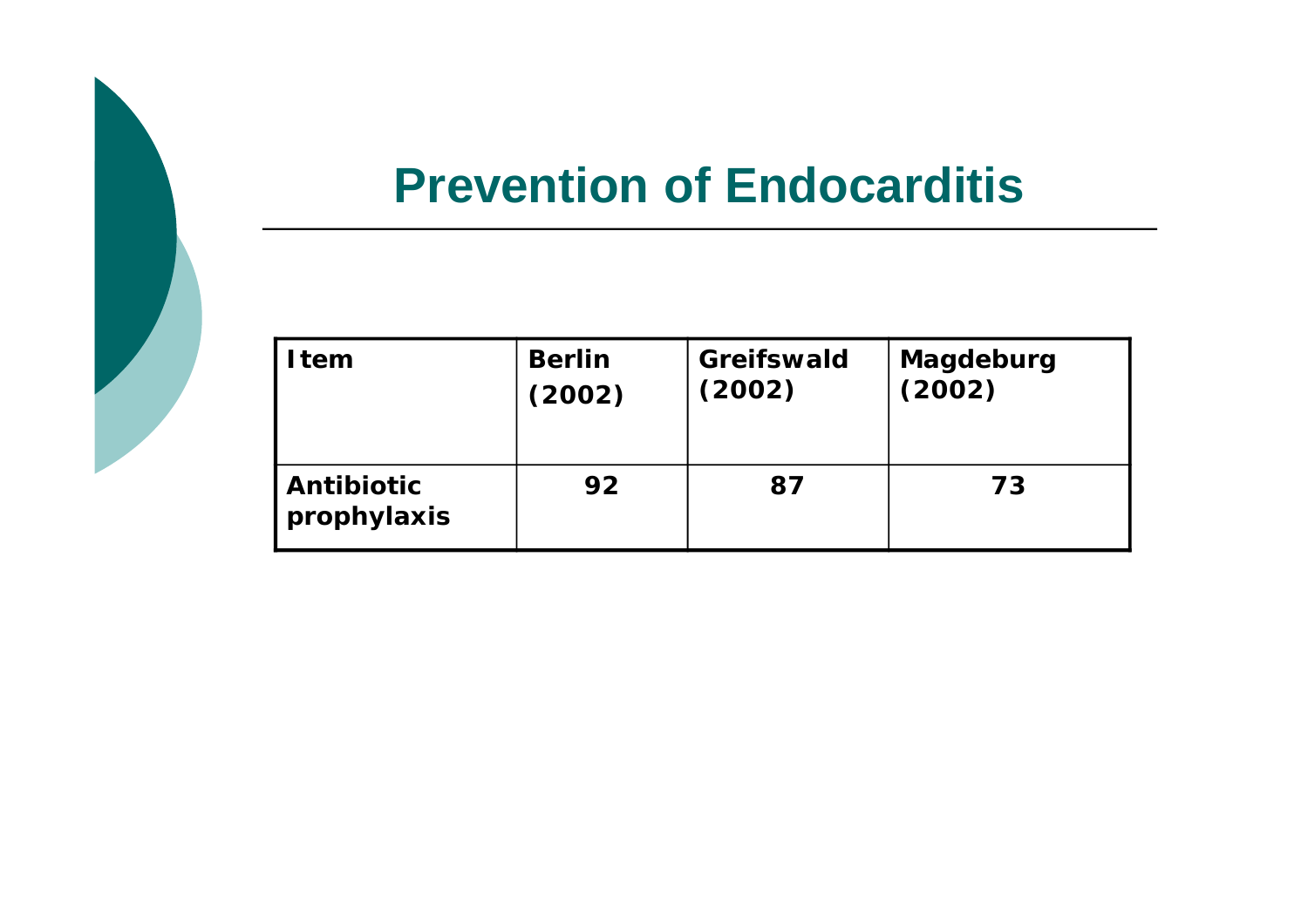# Prevention of Endocarditis

| Item | Berlin (2002) | Greifswald (2002) | Magdeburg (2002) |
|---|---|---|---|
| Antibiotic prophylaxis | 92 | 87 | 73 |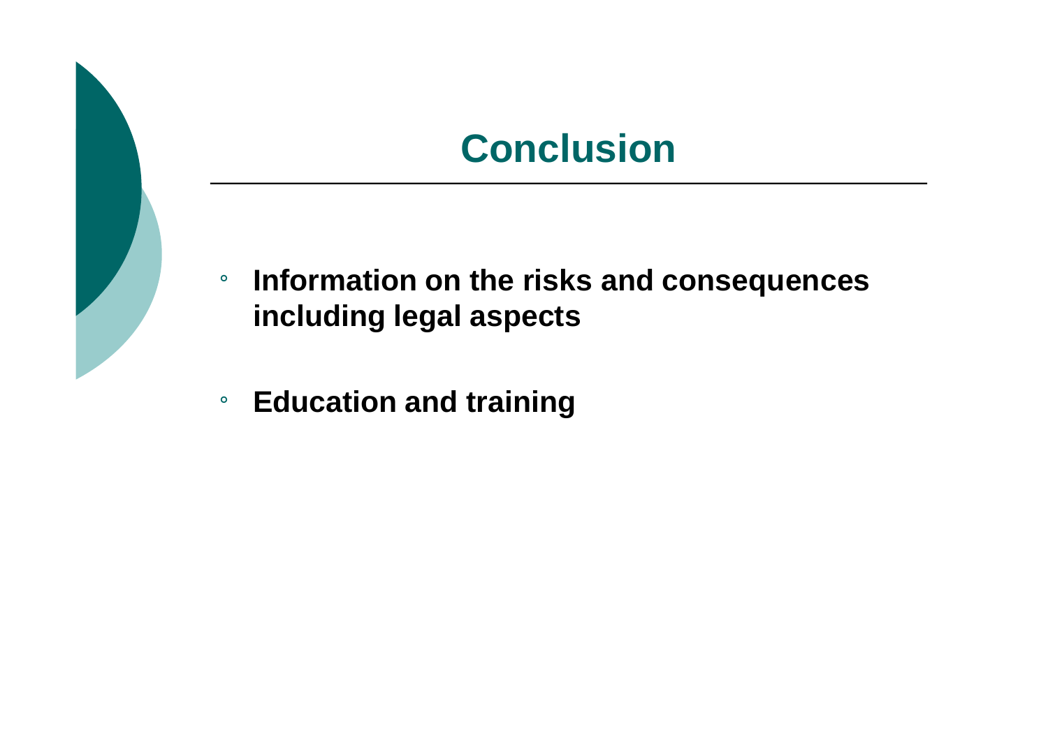# Conclusion

- **Information on the risks and consequences including legal aspects**
- **Education and training**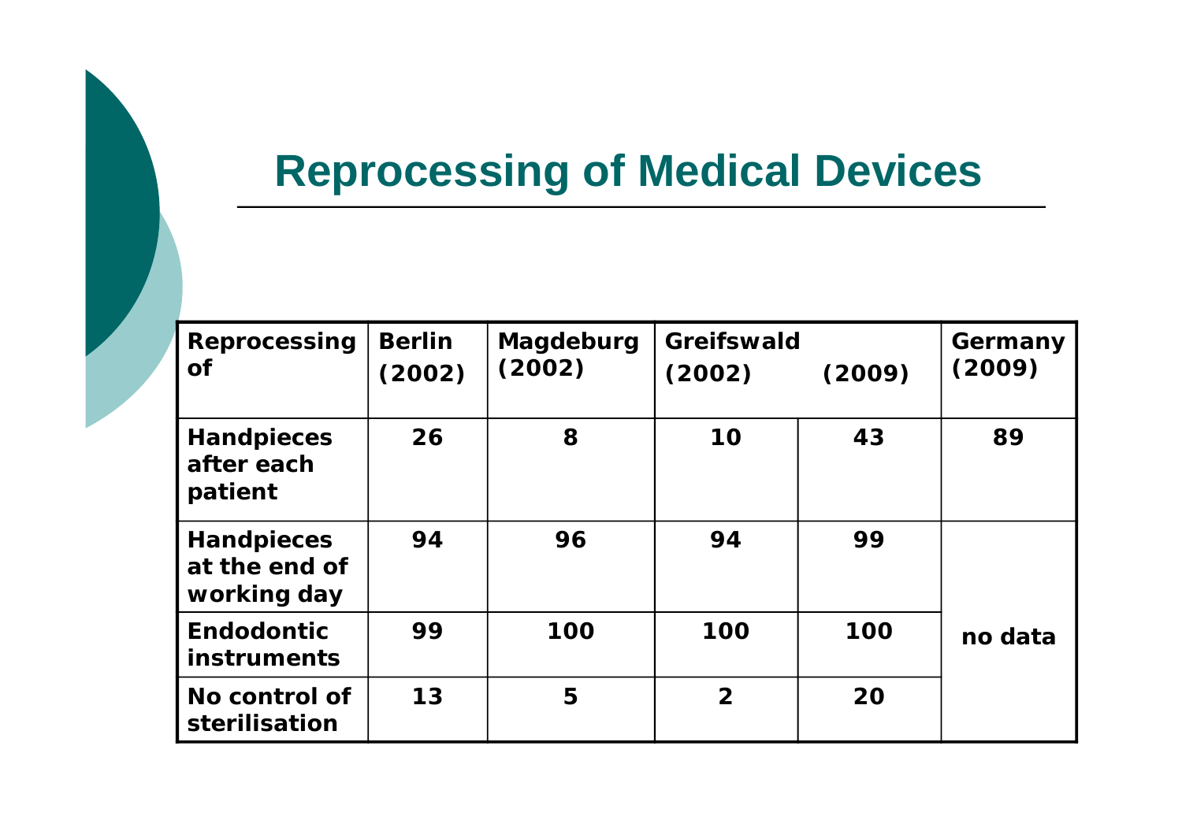# Reprocessing of Medical Devices

| Reprocessing of | Berlin (2002) | Magdeburg (2002) | Greifswald (2002) | (2009) | Germany (2009) |
|---|---|---|---|---|---|
| Handpieces after each patient | 26 | 8 | 10 | 43 | 89 |
| Handpieces at the end of working day | 94 | 96 | 94 | 99 | no data |
| Endodontic instruments | 99 | 100 | 100 | 100 | |
| No control of sterilisation | 13 | 5 | 2 | 20 | |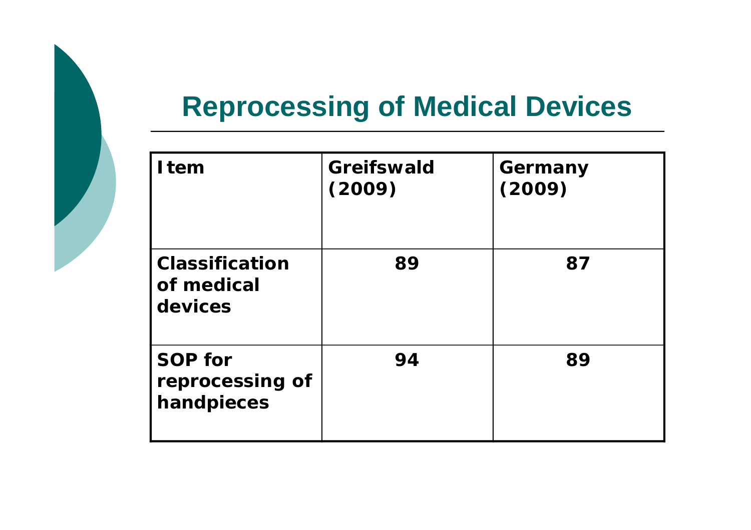# Reprocessing of Medical Devices

| Item | Greifswald (2009) | Germany (2009) |
|---|---|---|
| Classification of medical devices | 89 | 87 |
| SOP for reprocessing of handpieces | 94 | 89 |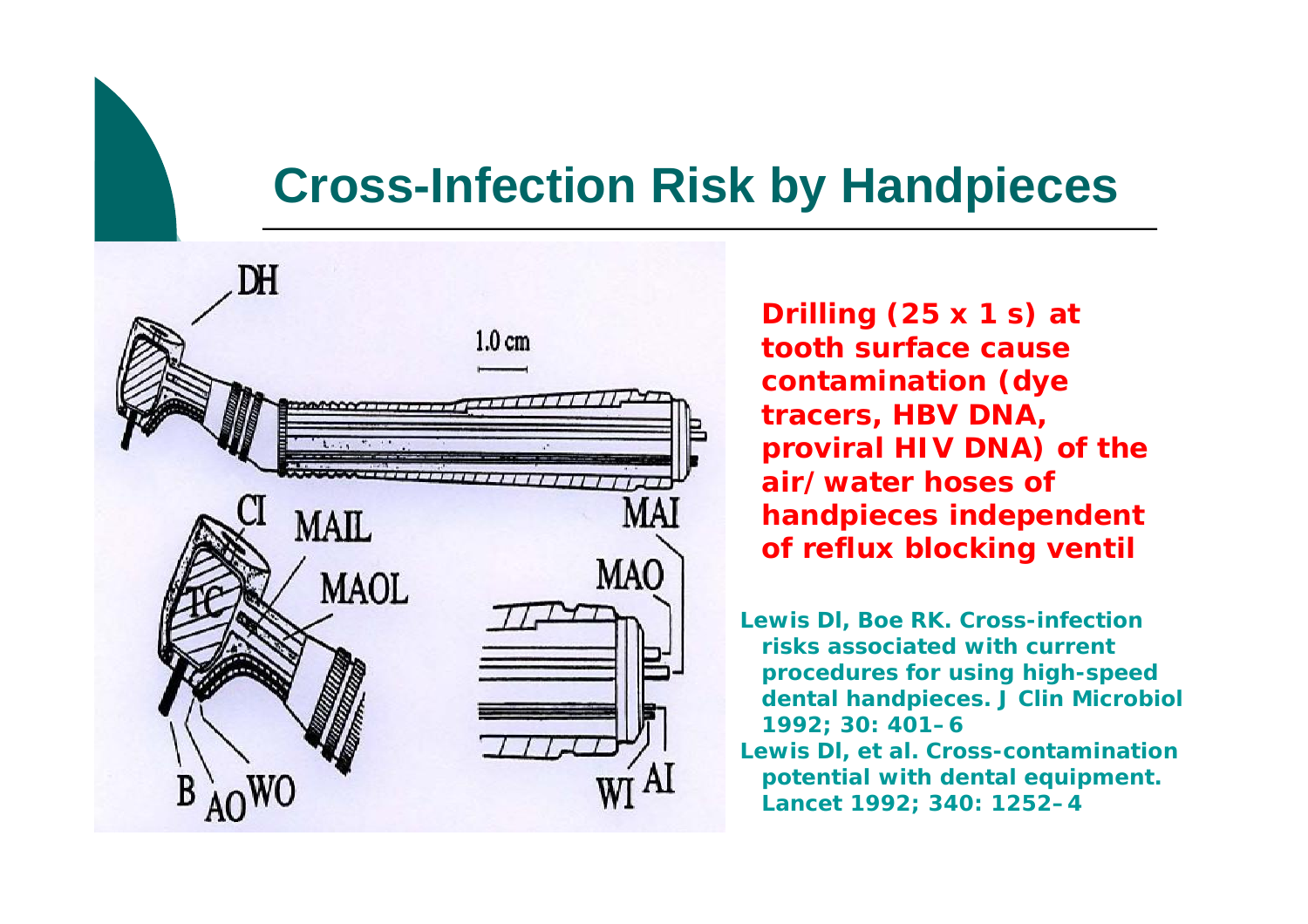# Cross-Infection Risk by Handpieces

**Drilling (25 x 1 s) at tooth surface cause contamination (dye tracers, HBV DNA, proviral HIV DNA) of the air/water hoses of handpieces independent of reflux blocking ventil**

Lewis DI, Boe RK. Cross-infection risks associated with current procedures for using high-speed dental handpieces. J Clin Microbiol 1992; 30: 401–6

Lewis DI, et al. Cross-contamination potential with dental equipment. Lancet 1992; 340: 1252–4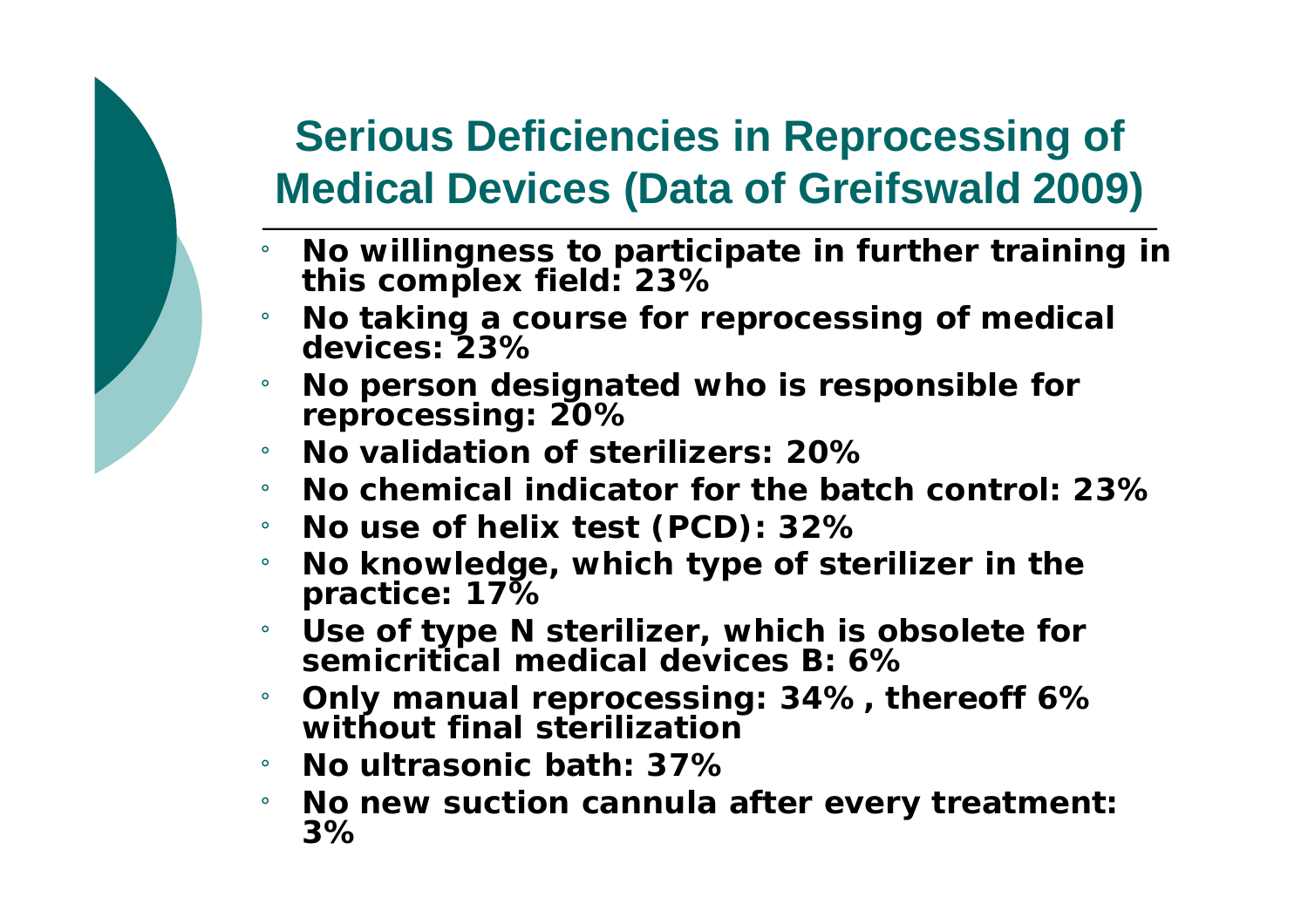# Serious Deficiencies in Reprocessing of Medical Devices (Data of Greifswald 2009)

- **No willingness to participate in further training in this complex field: 23%**
- **No taking a course for reprocessing of medical devices: 23%**
- **No person designated who is responsible for reprocessing: 20%**
- **No validation of sterilizers: 20%**
- **No chemical indicator for the batch control: 23%**
- **No use of helix test (PCD): 32%**
- **No knowledge, which type of sterilizer in the practice: 17%**
- **Use of type N sterilizer, which is obsolete for semicritical medical devices B: 6%**
- **Only manual reprocessing: 34% , thereoff 6% without final sterilization**
- **No ultrasonic bath: 37%**
- **No new suction cannula after every treatment: 3%**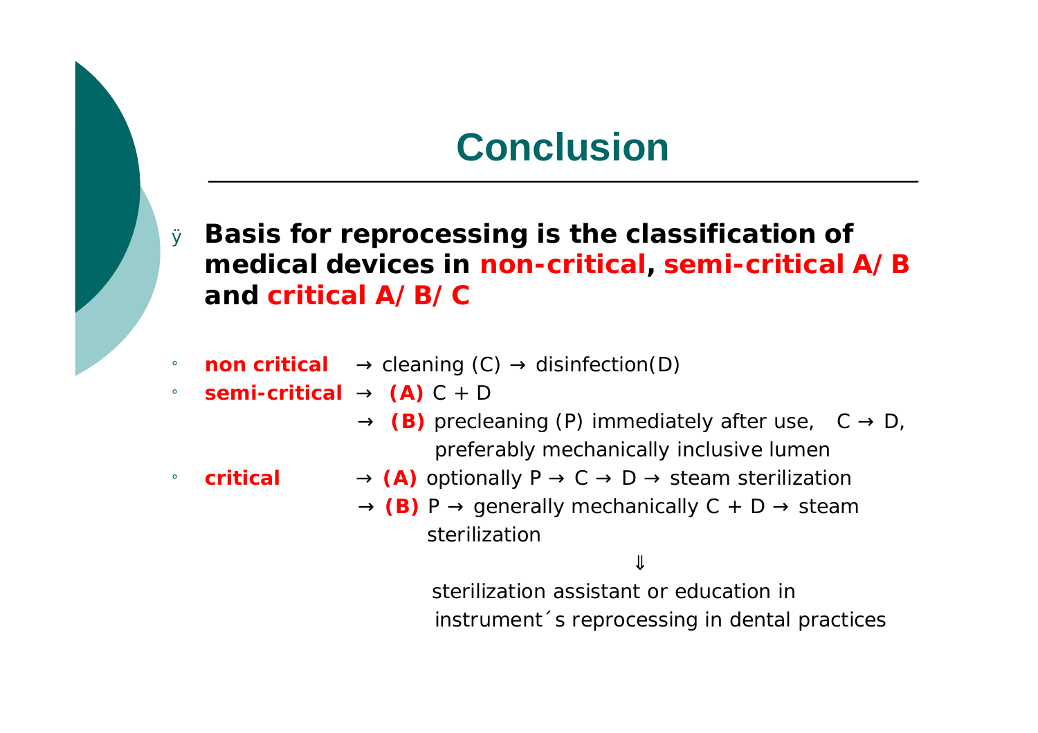# Conclusion

- **Basis for reprocessing is the classification of medical devices in non-critical, semi-critical A/B and critical A/B/C**

- **non critical** → cleaning (C) → disinfection(D)
- **semi-critical** → **(A)** C + D
  → **(B)** precleaning (P) immediately after use, C → D, preferably mechanically inclusive lumen
- **critical** → **(A)** optionally P → C → D → steam sterilization
  → **(B)** P → generally mechanically C + D → steam sterilization

⇓

sterilization assistant or education in instrument´s reprocessing in dental practices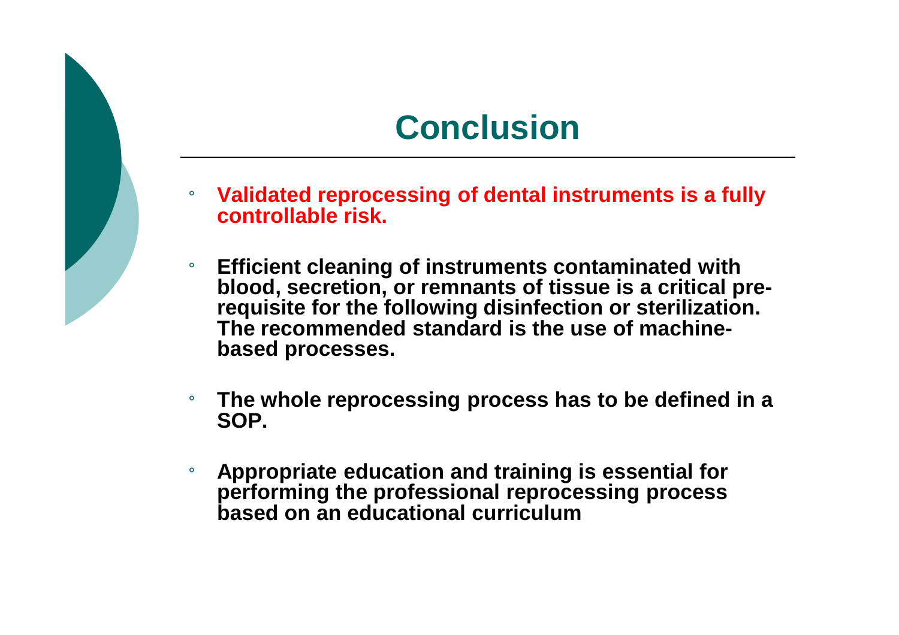# Conclusion

- **Validated reprocessing of dental instruments is a fully controllable risk.**
- **Efficient cleaning of instruments contaminated with blood, secretion, or remnants of tissue is a critical pre-requisite for the following disinfection or sterilization. The recommended standard is the use of machine-based processes.**
- **The whole reprocessing process has to be defined in a SOP.**
- **Appropriate education and training is essential for performing the professional reprocessing process based on an educational curriculum**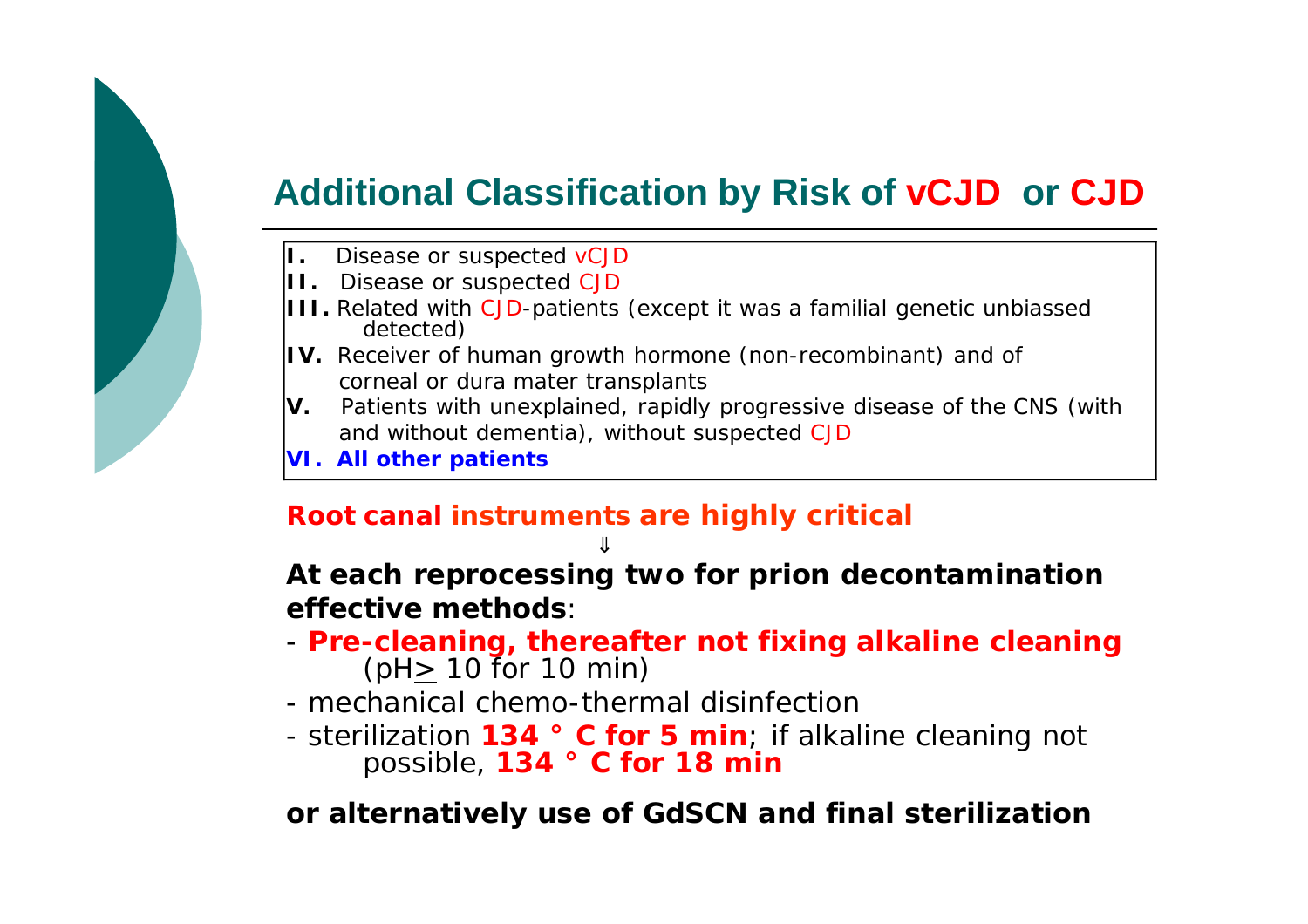## Additional Classification by Risk of vCJD or CJD

- **I.** Disease or suspected vCJD
- **II.** Disease or suspected CJD
- **III.** Related with CJD-patients (except it was a familial genetic unbiassed detected)
- **IV.** Receiver of human growth hormone (non-recombinant) and of corneal or dura mater transplants
- **V.** Patients with unexplained, rapidly progressive disease of the CNS (with and without dementia), without suspected CJD
- **VI. All other patients**

**Root canal instruments are highly critical**

⇓

**At each reprocessing two for prion decontamination effective methods**:

- **Pre-cleaning, thereafter not fixing alkaline cleaning** (pH$\geq$ 10 for 10 min)
- mechanical chemo-thermal disinfection
- sterilization **134 ° C for 5 min**; if alkaline cleaning not possible, **134 ° C for 18 min**

**or alternatively use of GdSCN and final sterilization**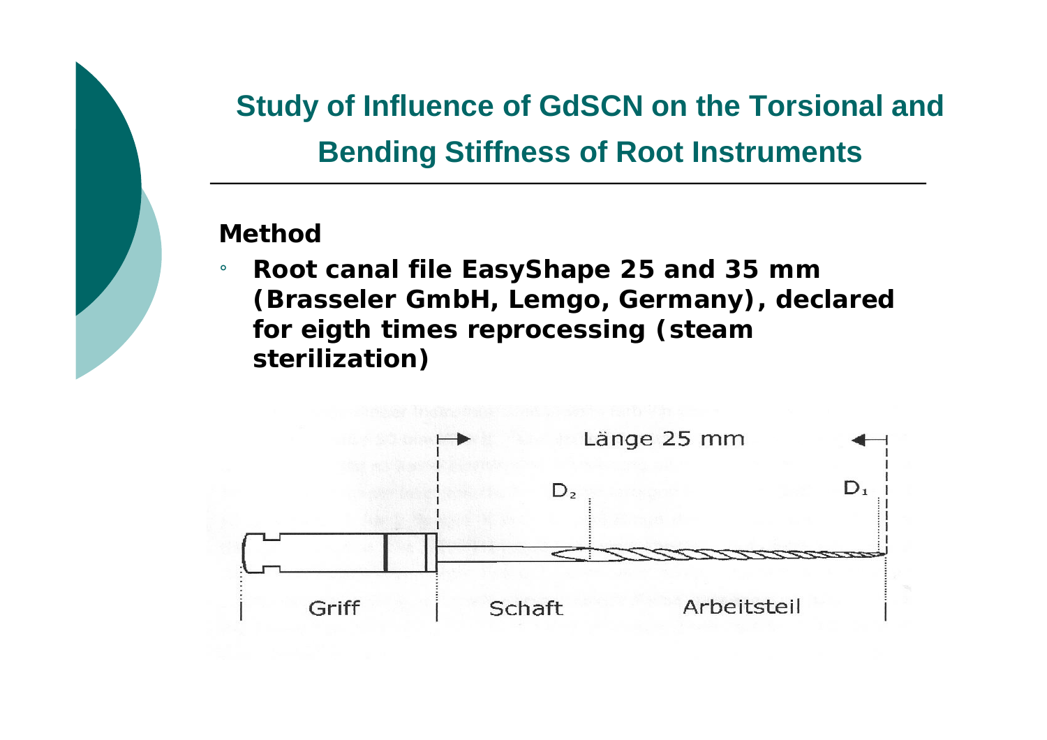## Study of Influence of GdSCN on the Torsional and Bending Stiffness of Root Instruments

**Method**

- **Root canal file EasyShape 25 and 35 mm (Brasseler GmbH, Lemgo, Germany), declared for eigth times reprocessing (steam sterilization)**

Länge 25 mm

$D_2$ $D_1$

Griff Schaft Arbeitsteil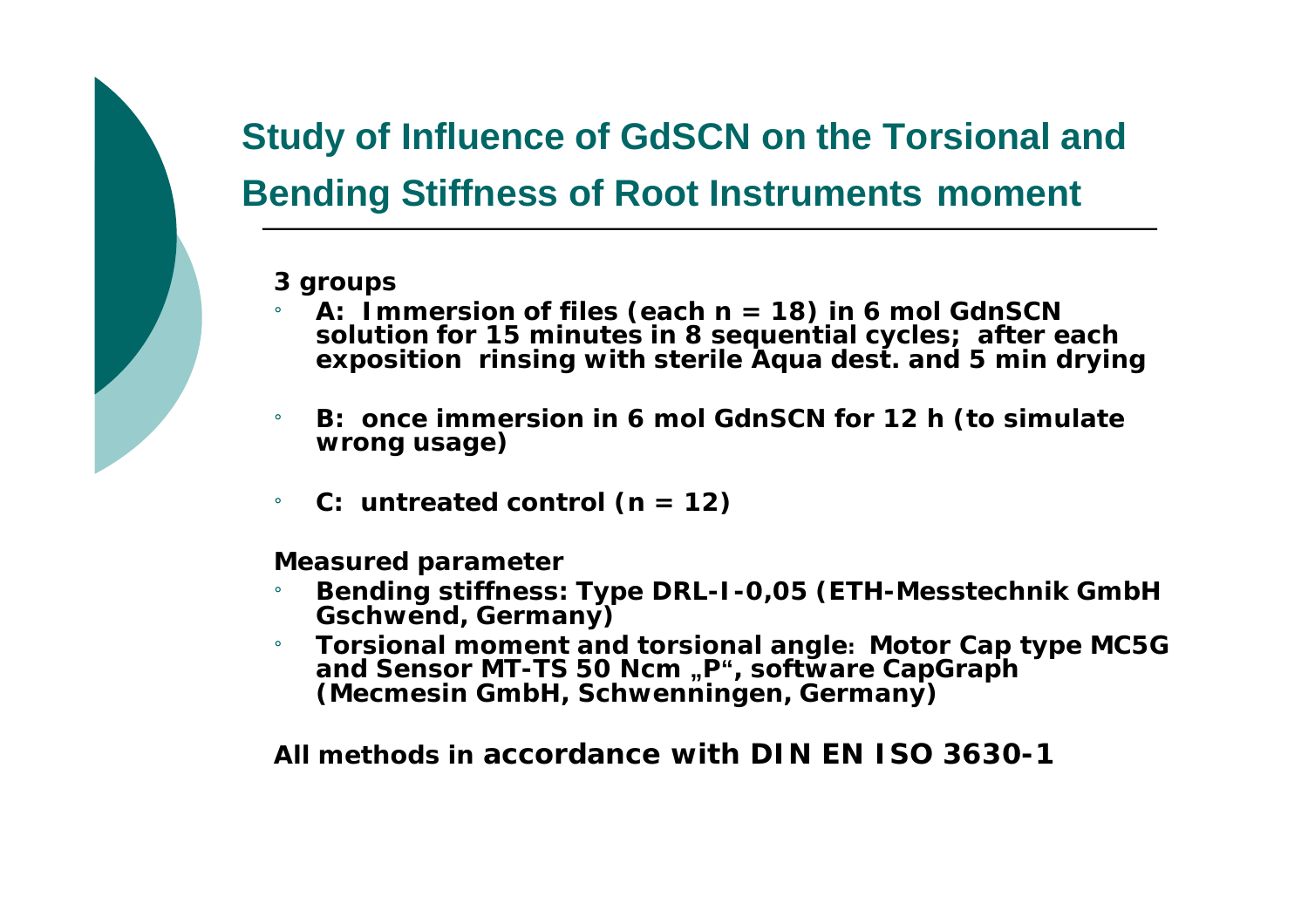## Study of Influence of GdSCN on the Torsional and Bending Stiffness of Root Instruments moment

**3 groups**

- **A: Immersion of files (each n = 18) in 6 mol GdnSCN solution for 15 minutes in 8 sequential cycles; after each exposition rinsing with sterile Aqua dest. and 5 min drying**
- **B: once immersion in 6 mol GdnSCN for 12 h (to simulate wrong usage)**
- **C: untreated control (n = 12)**

**Measured parameter**

- **Bending stiffness: Type DRL-I-0,05 (ETH-Messtechnik GmbH Gschwend, Germany)**
- **Torsional moment and torsional angle: Motor Cap type MC5G and Sensor MT-TS 50 Ncm „P“, software CapGraph (Mecmesin GmbH, Schwenningen, Germany)**

**All methods in accordance with DIN EN ISO 3630-1**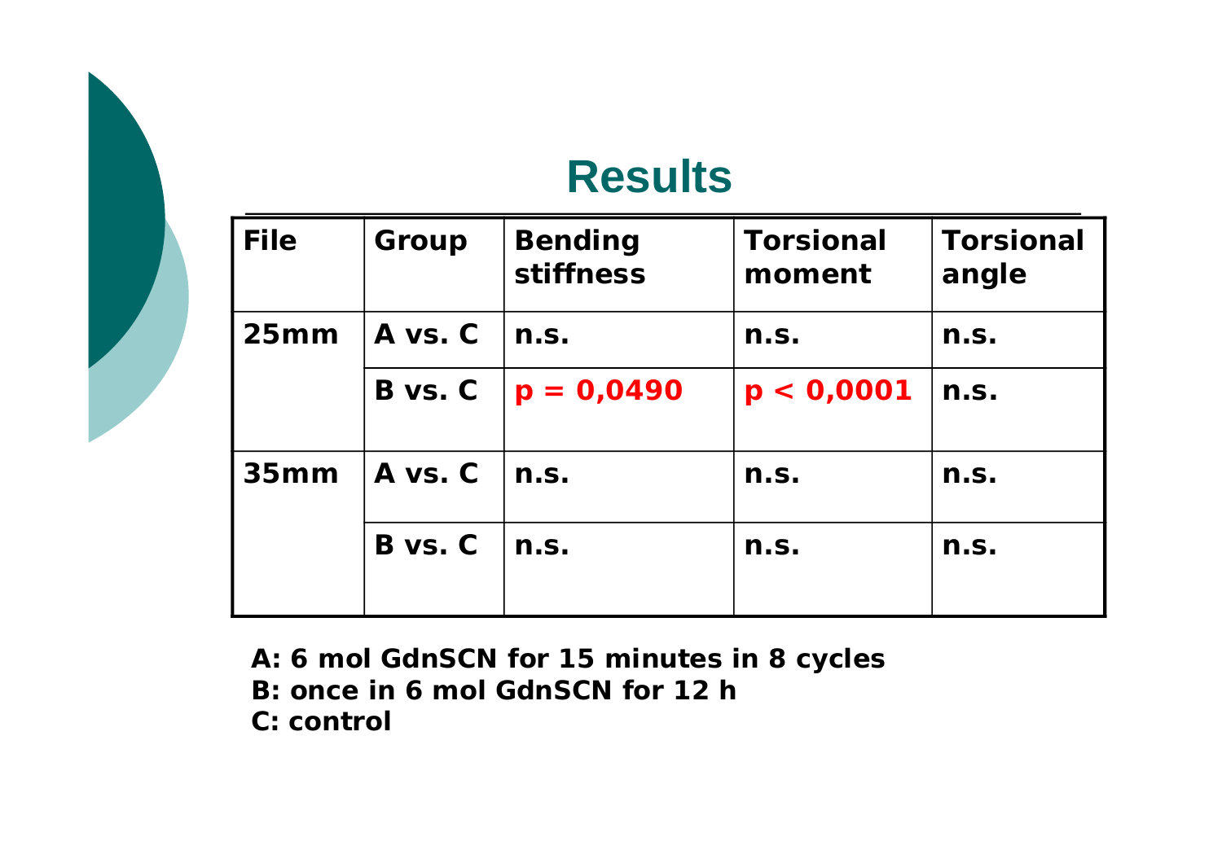## Results

| File | Group | Bending stiffness | Torsional moment | Torsional angle |
|---|---|---|---|---|
| 25mm | A vs. C | n.s. | n.s. | n.s. |
| | B vs. C | $p = 0{,}0490$ | $p < 0{,}0001$ | n.s. |
| 35mm | A vs. C | n.s. | n.s. | n.s. |
| | B vs. C | n.s. | n.s. | n.s. |

**A: 6 mol GdnSCN for 15 minutes in 8 cycles**
**B: once in 6 mol GdnSCN for 12 h**
**C: control**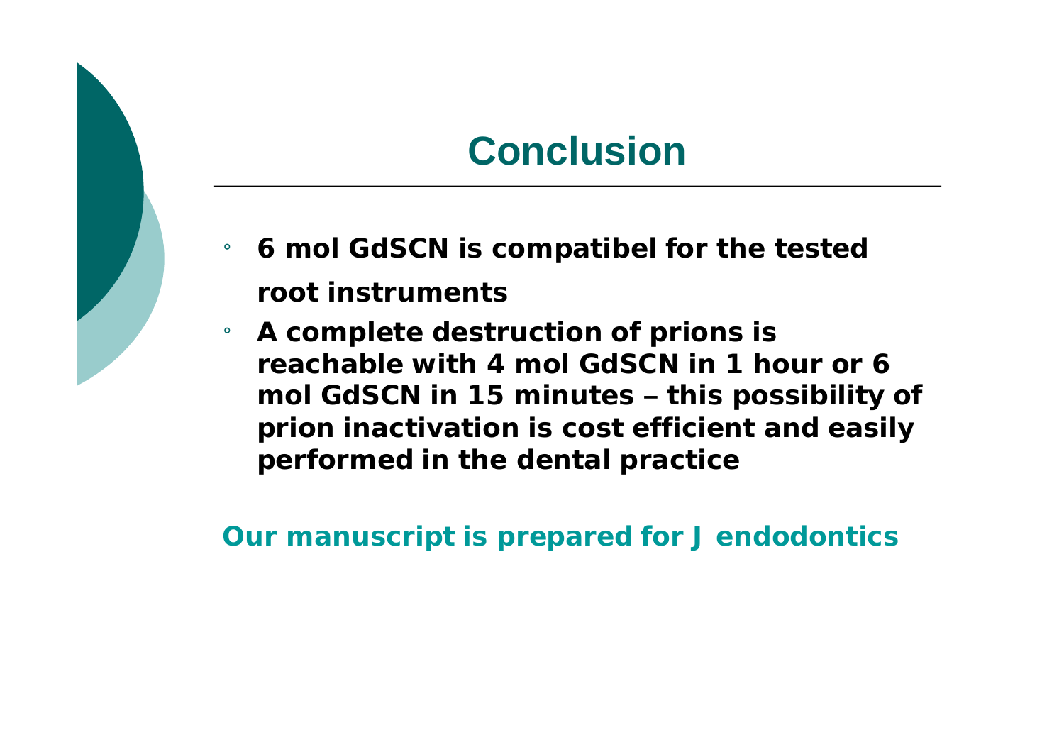# Conclusion

- **6 mol GdSCN is compatibel for the tested root instruments**
- **A complete destruction of prions is reachable with 4 mol GdSCN in 1 hour or 6 mol GdSCN in 15 minutes – this possibility of prion inactivation is cost efficient and easily performed in the dental practice**

**Our manuscript is prepared for J endodontics**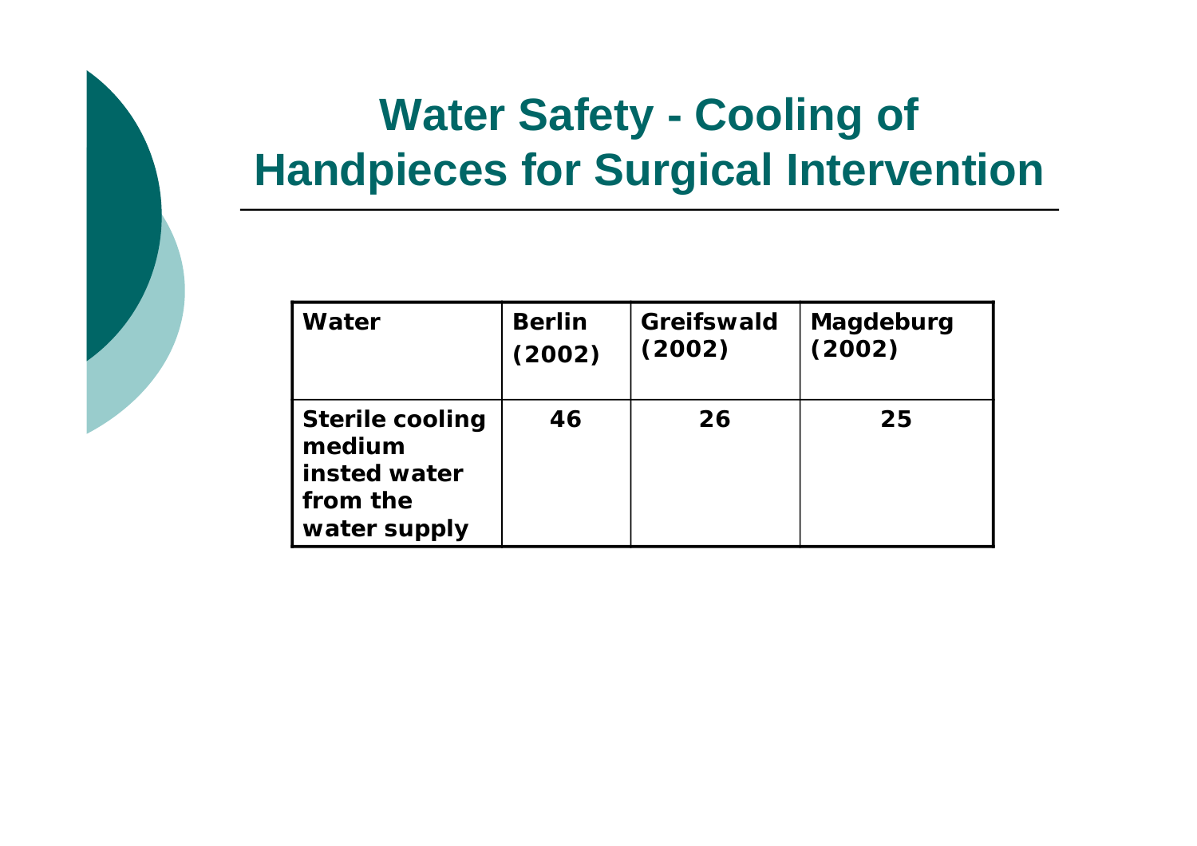# Water Safety - Cooling of Handpieces for Surgical Intervention

| Water | Berlin (2002) | Greifswald (2002) | Magdeburg (2002) |
|---|---|---|---|
| Sterile cooling medium insted water from the water supply | 46 | 26 | 25 |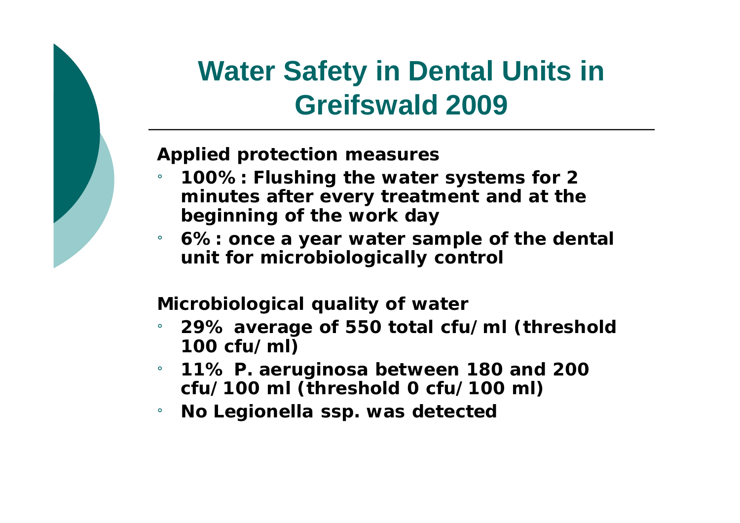# Water Safety in Dental Units in Greifswald 2009

**Applied protection measures**

- **100%: Flushing the water systems for 2 minutes after every treatment and at the beginning of the work day**
- **6%: once a year water sample of the dental unit for microbiologically control**

**Microbiological quality of water**

- **29% average of 550 total cfu/ml (threshold 100 cfu/ml)**
- **11% P. aeruginosa between 180 and 200 cfu/100 ml (threshold 0 cfu/100 ml)**
- **No Legionella ssp. was detected**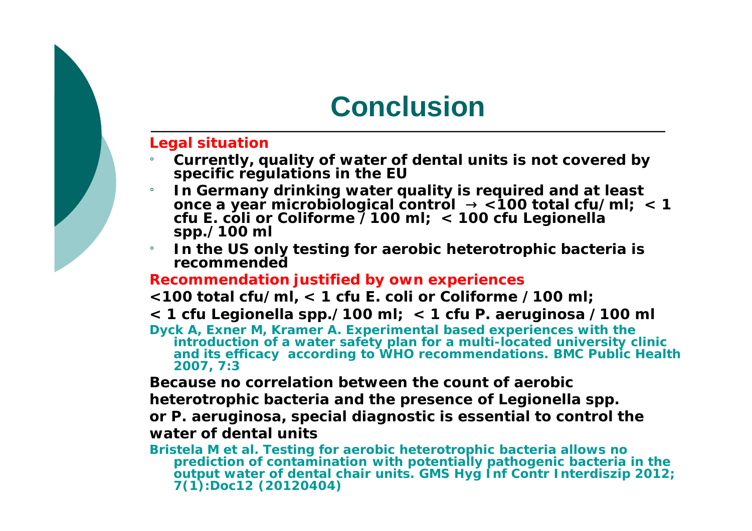# Conclusion

**Legal situation**

- **Currently, quality of water of dental units is not covered by specific regulations in the EU**
- **In Germany drinking water quality is required and at least once a year microbiological control → <100 total cfu/ml; < 1 cfu E. coli or Coliforme / 100 ml; < 100 cfu Legionella spp./100 ml**
- **In the US only testing for aerobic heterotrophic bacteria is recommended**

**Recommendation justified by own experiences**

**<100 total cfu/ml, < 1 cfu E. coli or Coliforme / 100 ml;**

**< 1 cfu Legionella spp./100 ml; < 1 cfu P. aeruginosa / 100 ml**

Dyck A, Exner M, Kramer A. Experimental based experiences with the introduction of a water safety plan for a multi-located university clinic and its efficacy according to WHO recommendations. BMC Public Health 2007, 7:3

**Because no correlation between the count of aerobic heterotrophic bacteria and the presence of Legionella spp. or P. aeruginosa, special diagnostic is essential to control the water of dental units**

Bristela M et al. Testing for aerobic heterotrophic bacteria allows no prediction of contamination with potentially pathogenic bacteria in the output water of dental chair units. GMS Hyg Inf Contr Interdiszip 2012; 7(1):Doc12 (20120404)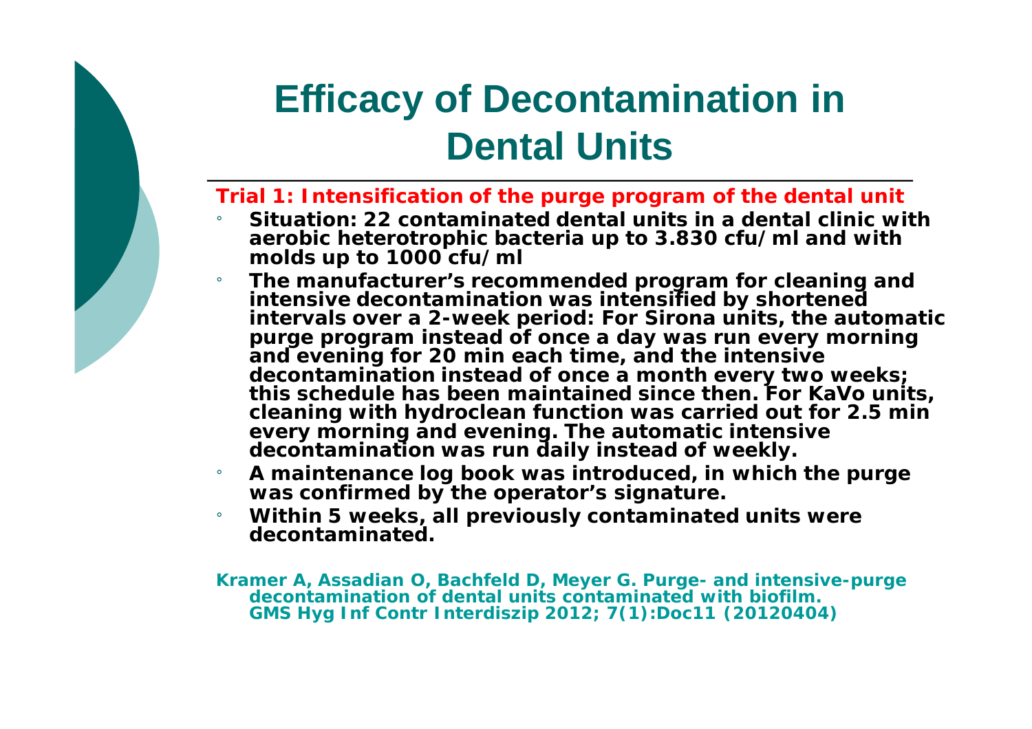# Efficacy of Decontamination in Dental Units

**Trial 1: Intensification of the purge program of the dental unit**

- **Situation: 22 contaminated dental units in a dental clinic with aerobic heterotrophic bacteria up to 3.830 cfu/ml and with molds up to 1000 cfu/ml**
- **The manufacturer's recommended program for cleaning and intensive decontamination was intensified by shortened intervals over a 2-week period: For Sirona units, the automatic purge program instead of once a day was run every morning and evening for 20 min each time, and the intensive decontamination instead of once a month every two weeks; this schedule has been maintained since then. For KaVo units, cleaning with hydroclean function was carried out for 2.5 min every morning and evening. The automatic intensive decontamination was run daily instead of weekly.**
- **A maintenance log book was introduced, in which the purge was confirmed by the operator's signature.**
- **Within 5 weeks, all previously contaminated units were decontaminated.**

**Kramer A, Assadian O, Bachfeld D, Meyer G. Purge- and intensive-purge decontamination of dental units contaminated with biofilm. GMS Hyg Inf Contr Interdiszip 2012; 7(1):Doc11 (20120404)**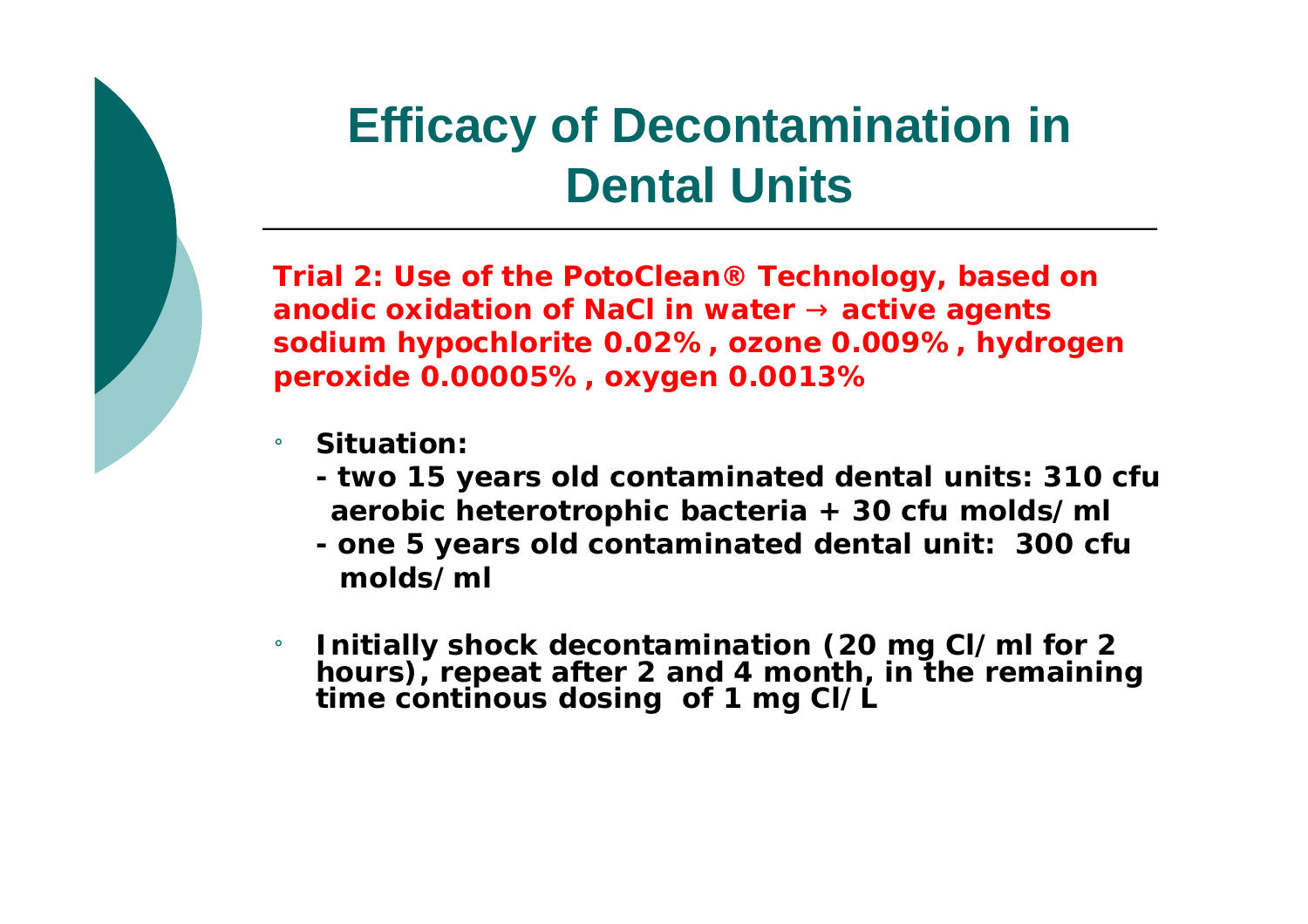# Efficacy of Decontamination in Dental Units

**Trial 2: Use of the PotoClean® Technology, based on anodic oxidation of NaCl in water → active agents sodium hypochlorite 0.02%, ozone 0.009%, hydrogen peroxide 0.00005%, oxygen 0.0013%**

- **Situation:**
  - **two 15 years old contaminated dental units: 310 cfu aerobic heterotrophic bacteria + 30 cfu molds/ml**
  - **one 5 years old contaminated dental unit: 300 cfu molds/ml**
- **Initially shock decontamination (20 mg Cl/ml for 2 hours), repeat after 2 and 4 month, in the remaining time continous dosing of 1 mg Cl/L**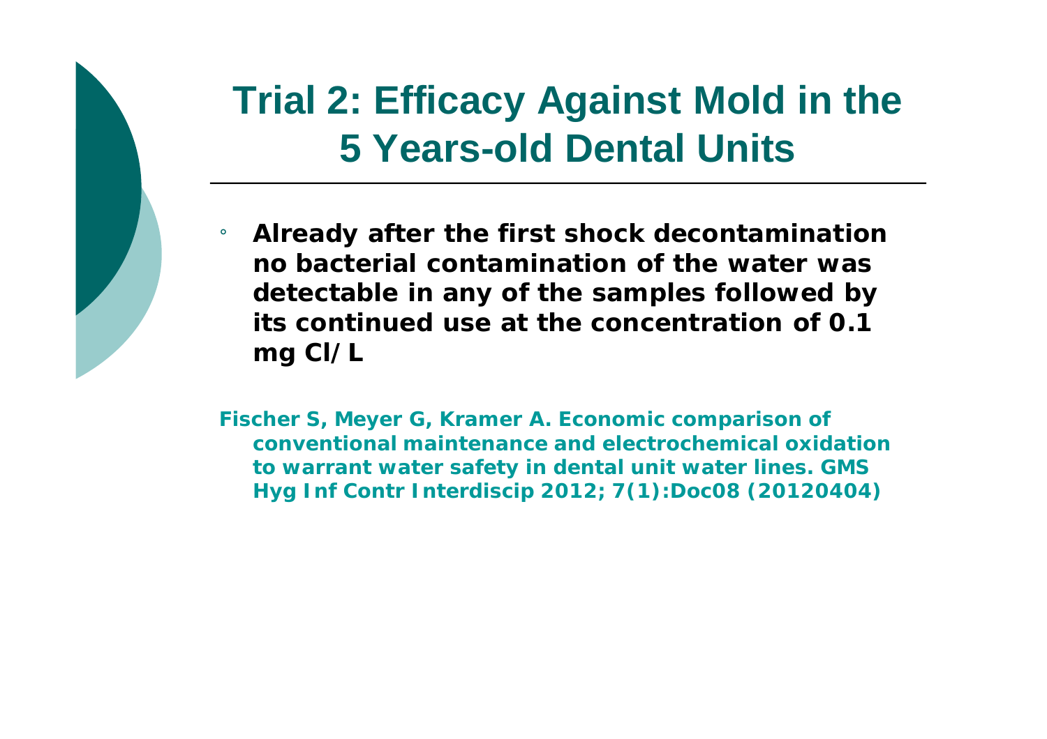# Trial 2: Efficacy Against Mold in the 5 Years-old Dental Units

- **Already after the first shock decontamination no bacterial contamination of the water was detectable in any of the samples followed by its continued use at the concentration of 0.1 mg Cl/L**

**Fischer S, Meyer G, Kramer A. Economic comparison of conventional maintenance and electrochemical oxidation to warrant water safety in dental unit water lines. GMS Hyg Inf Contr Interdiscip 2012; 7(1):Doc08 (20120404)**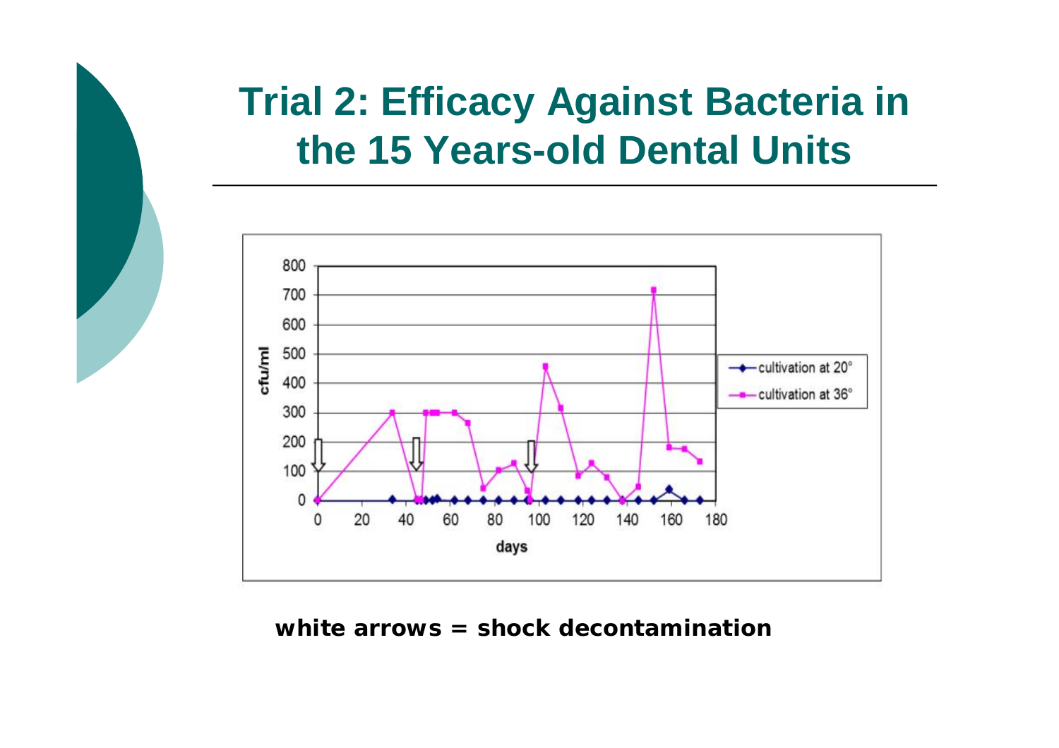# Trial 2: Efficacy Against Bacteria in the 15 Years-old Dental Units

**white arrows = shock decontamination**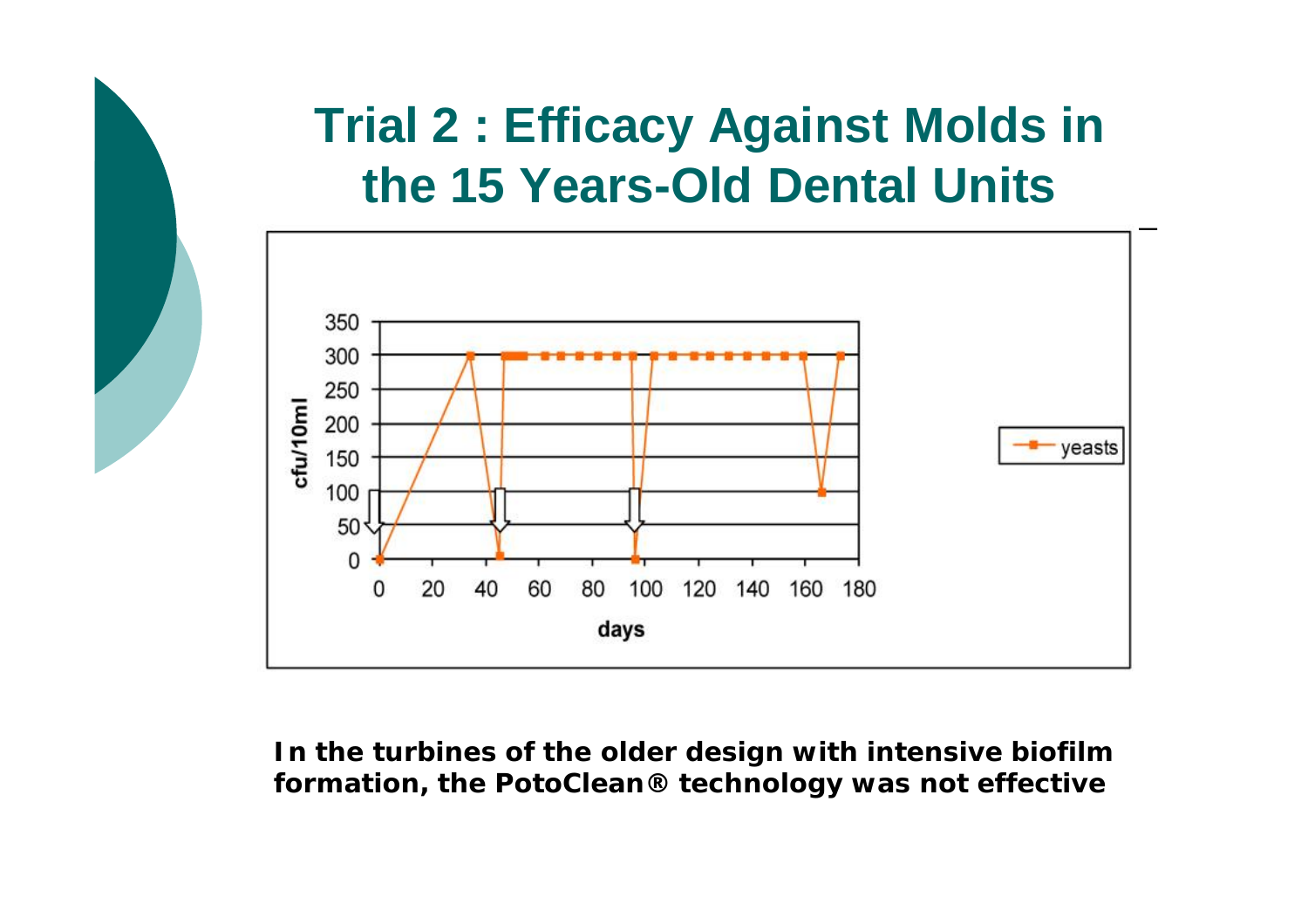# Trial 2 : Efficacy Against Molds in the 15 Years-Old Dental Units

**In the turbines of the older design with intensive biofilm formation, the PotoClean® technology was not effective**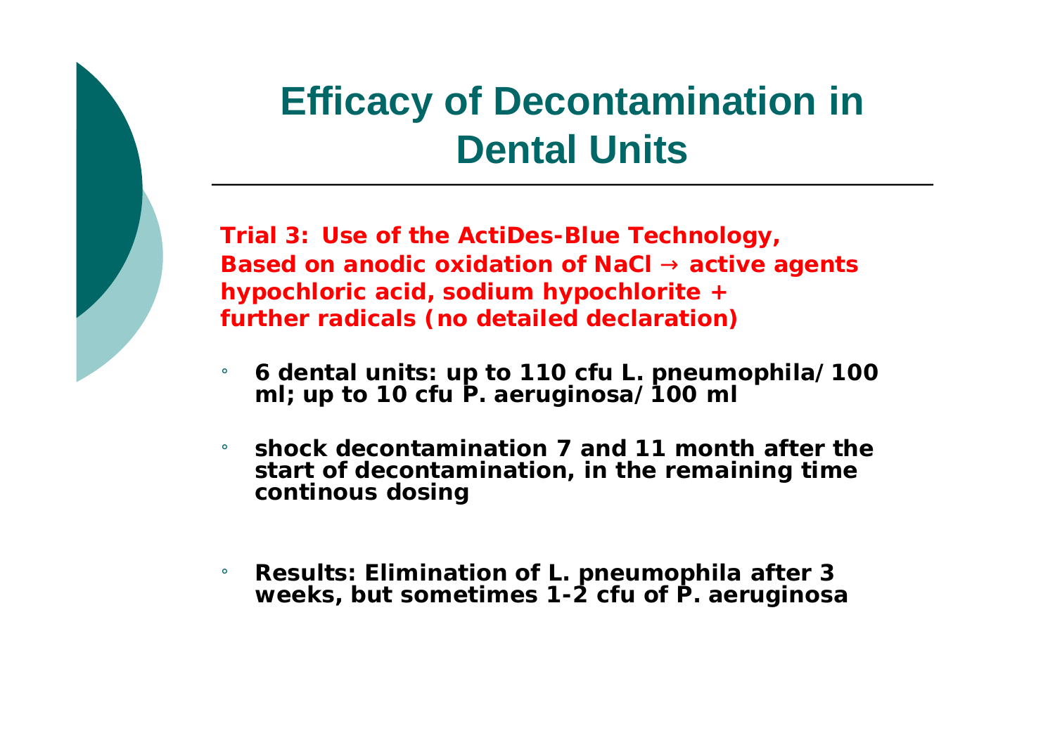# Efficacy of Decontamination in Dental Units

**Trial 3: Use of the ActiDes-Blue Technology, Based on anodic oxidation of NaCl → active agents hypochloric acid, sodium hypochlorite + further radicals (no detailed declaration)**

- **6 dental units: up to 110 cfu L. pneumophila/100 ml; up to 10 cfu P. aeruginosa/100 ml**
- **shock decontamination 7 and 11 month after the start of decontamination, in the remaining time continous dosing**
- **Results: Elimination of L. pneumophila after 3 weeks, but sometimes 1-2 cfu of P. aeruginosa**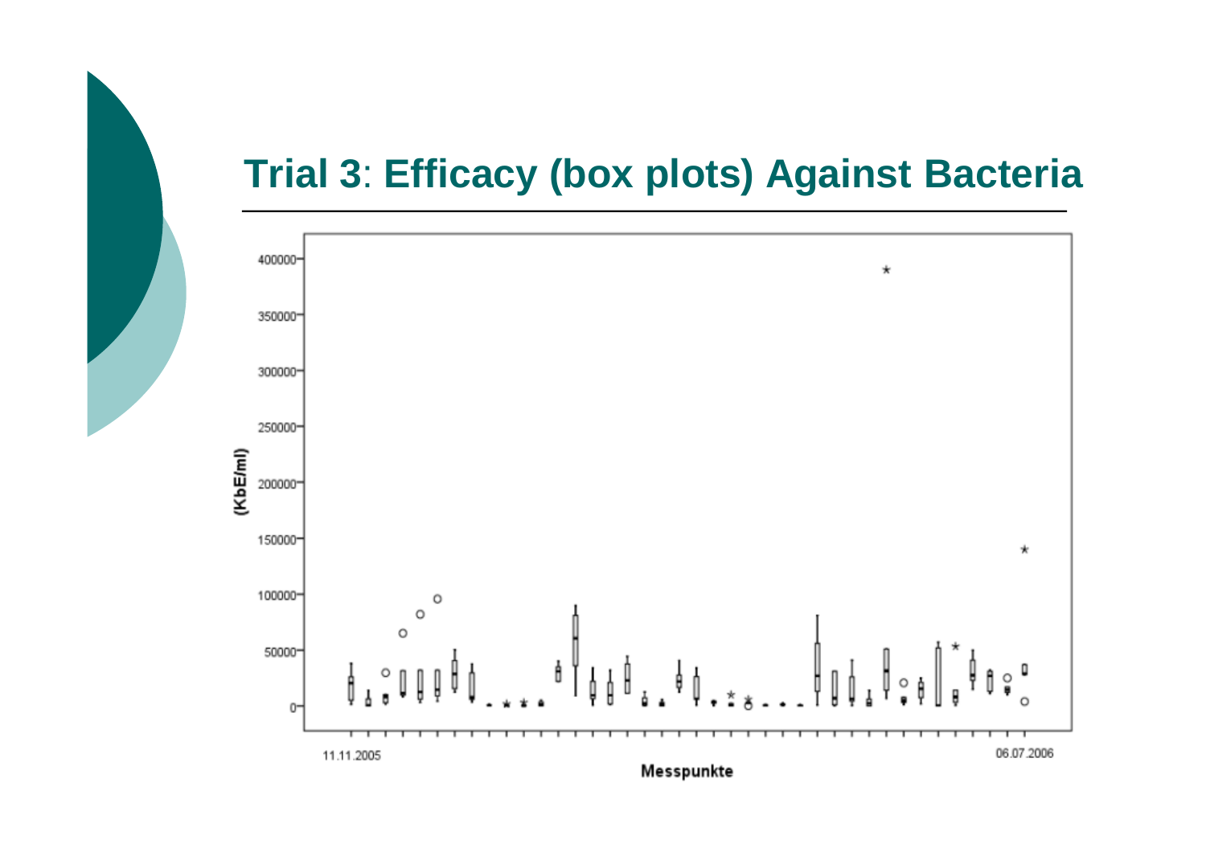# Trial 3: Efficacy (box plots) Against Bacteria

(KbE/ml)

400000
350000
300000
250000
200000
150000
100000
50000
0

11.11.2005 — 06.07.2006

Messpunkte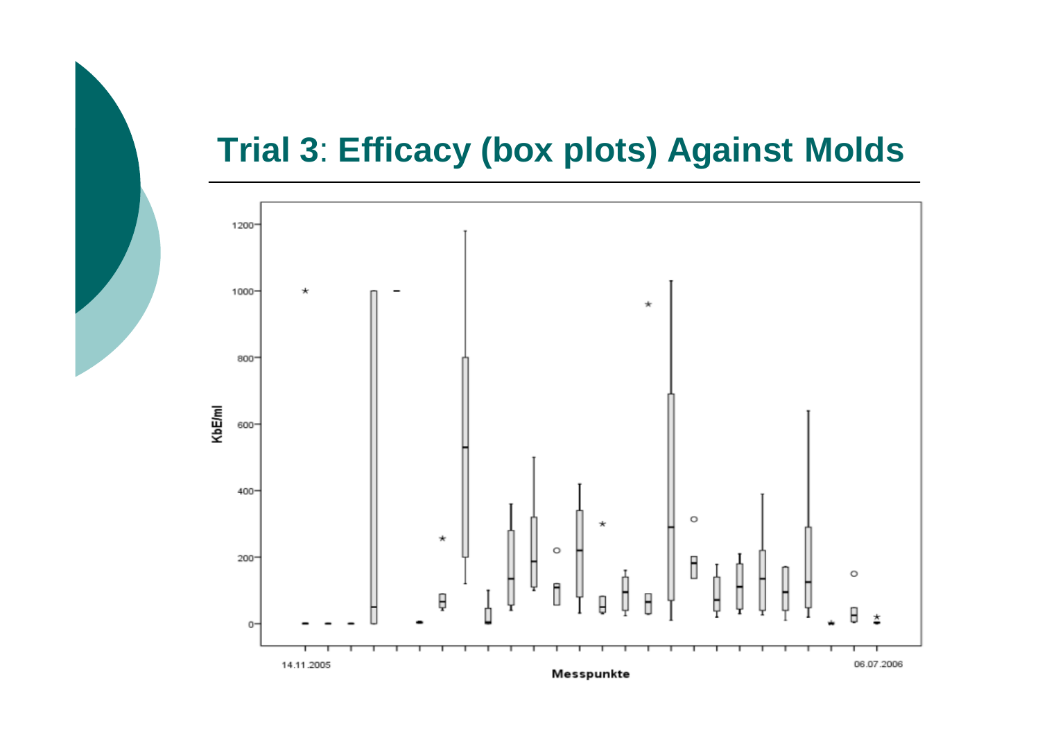# Trial 3: Efficacy (box plots) Against Molds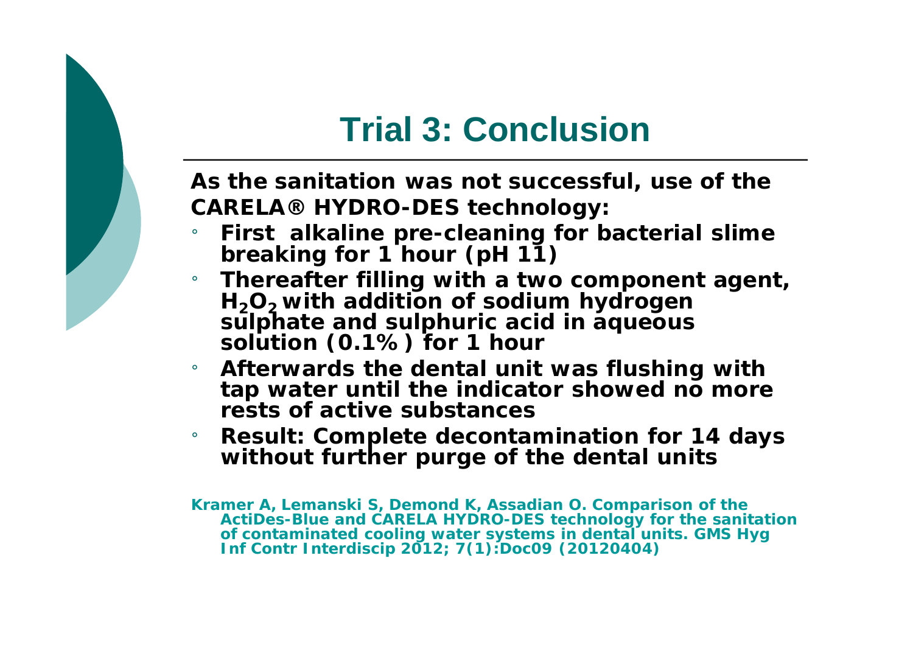# Trial 3: Conclusion

**As the sanitation was not successful, use of the CARELA® HYDRO-DES technology:**

- **First alkaline pre-cleaning for bacterial slime breaking for 1 hour (pH 11)**
- **Thereafter filling with a two component agent, $H_2O_2$ with addition of sodium hydrogen sulphate and sulphuric acid in aqueous solution (0.1%) for 1 hour**
- **Afterwards the dental unit was flushing with tap water until the indicator showed no more rests of active substances**
- **Result: Complete decontamination for 14 days without further purge of the dental units**

**Kramer A, Lemanski S, Demond K, Assadian O. Comparison of the ActiDes-Blue and CARELA HYDRO-DES technology for the sanitation of contaminated cooling water systems in dental units. GMS Hyg Inf Contr Interdiscip 2012; 7(1):Doc09 (20120404)**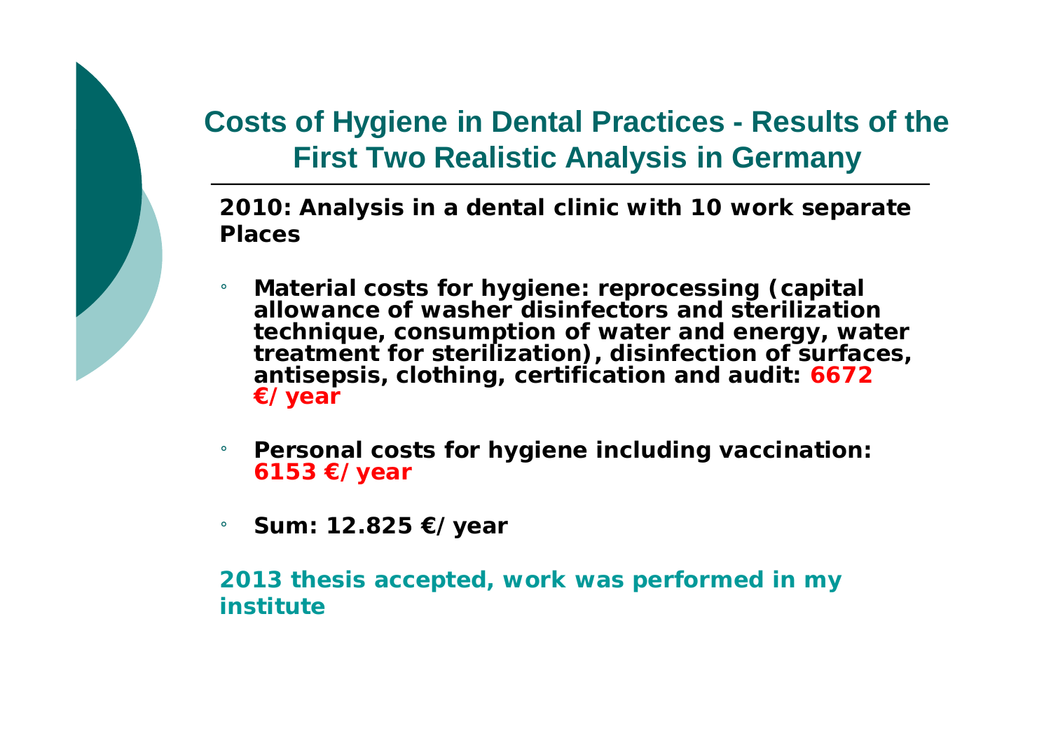## Costs of Hygiene in Dental Practices - Results of the First Two Realistic Analysis in Germany

**2010: Analysis in a dental clinic with 10 work separate Places**

- **Material costs for hygiene: reprocessing (capital allowance of washer disinfectors and sterilization technique, consumption of water and energy, water treatment for sterilization), disinfection of surfaces, antisepsis, clothing, certification and audit: 6672 €/year**
- **Personal costs for hygiene including vaccination: 6153 €/year**
- **Sum: 12.825 €/year**

**2013 thesis accepted, work was performed in my institute**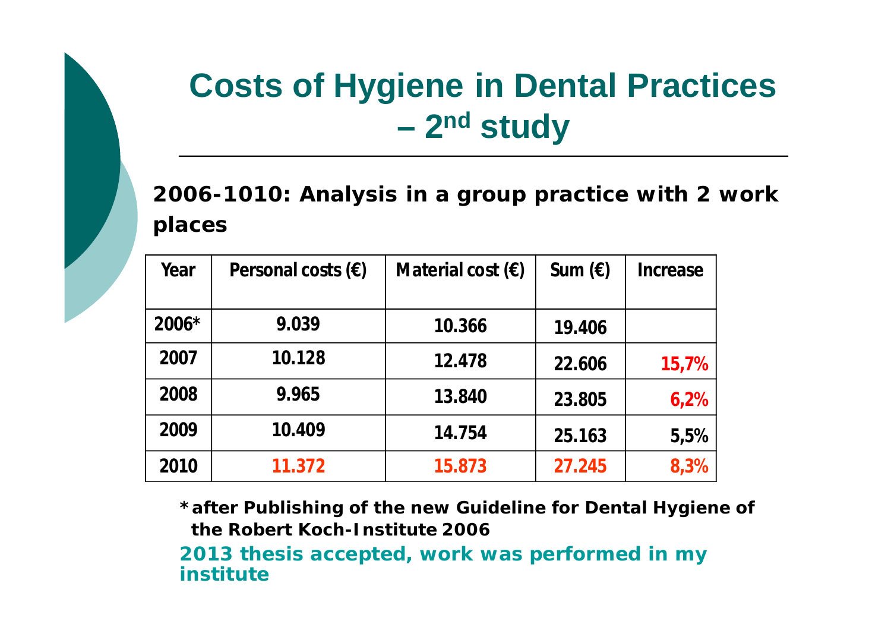# Costs of Hygiene in Dental Practices – 2nd study

**2006-1010: Analysis in a group practice with 2 work places**

| Year | Personal costs (€) | Material cost (€) | Sum (€) | Increase |
|---|---|---|---|---|
| 2006* | 9.039 | 10.366 | 19.406 | |
| 2007 | 10.128 | 12.478 | 22.606 | 15,7% |
| 2008 | 9.965 | 13.840 | 23.805 | 6,2% |
| 2009 | 10.409 | 14.754 | 25.163 | 5,5% |
| 2010 | 11.372 | 15.873 | 27.245 | 8,3% |

**\* after Publishing of the new Guideline for Dental Hygiene of the Robert Koch-Institute 2006**

**2013 thesis accepted, work was performed in my institute**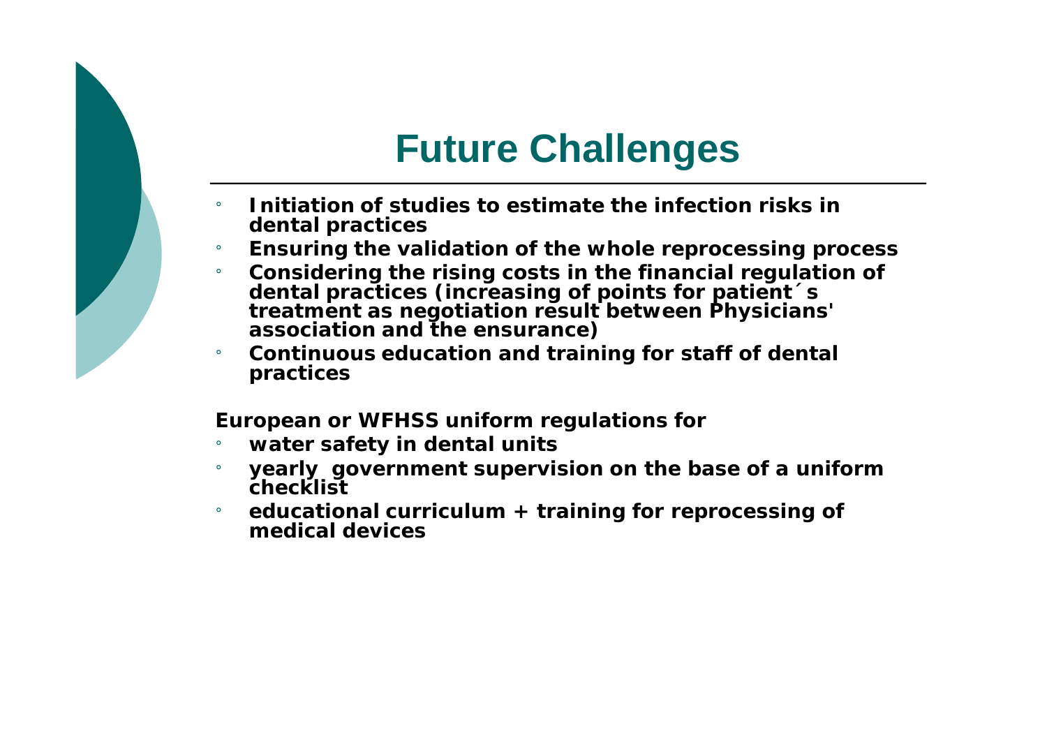# Future Challenges

- **Initiation of studies to estimate the infection risks in dental practices**
- **Ensuring the validation of the whole reprocessing process**
- **Considering the rising costs in the financial regulation of dental practices (increasing of points for patient´s treatment as negotiation result between Physicians' association and the ensurance)**
- **Continuous education and training for staff of dental practices**

**European or WFHSS uniform regulations for**

- **water safety in dental units**
- **yearly  government supervision on the base of a uniform checklist**
- **educational curriculum + training for reprocessing of medical devices**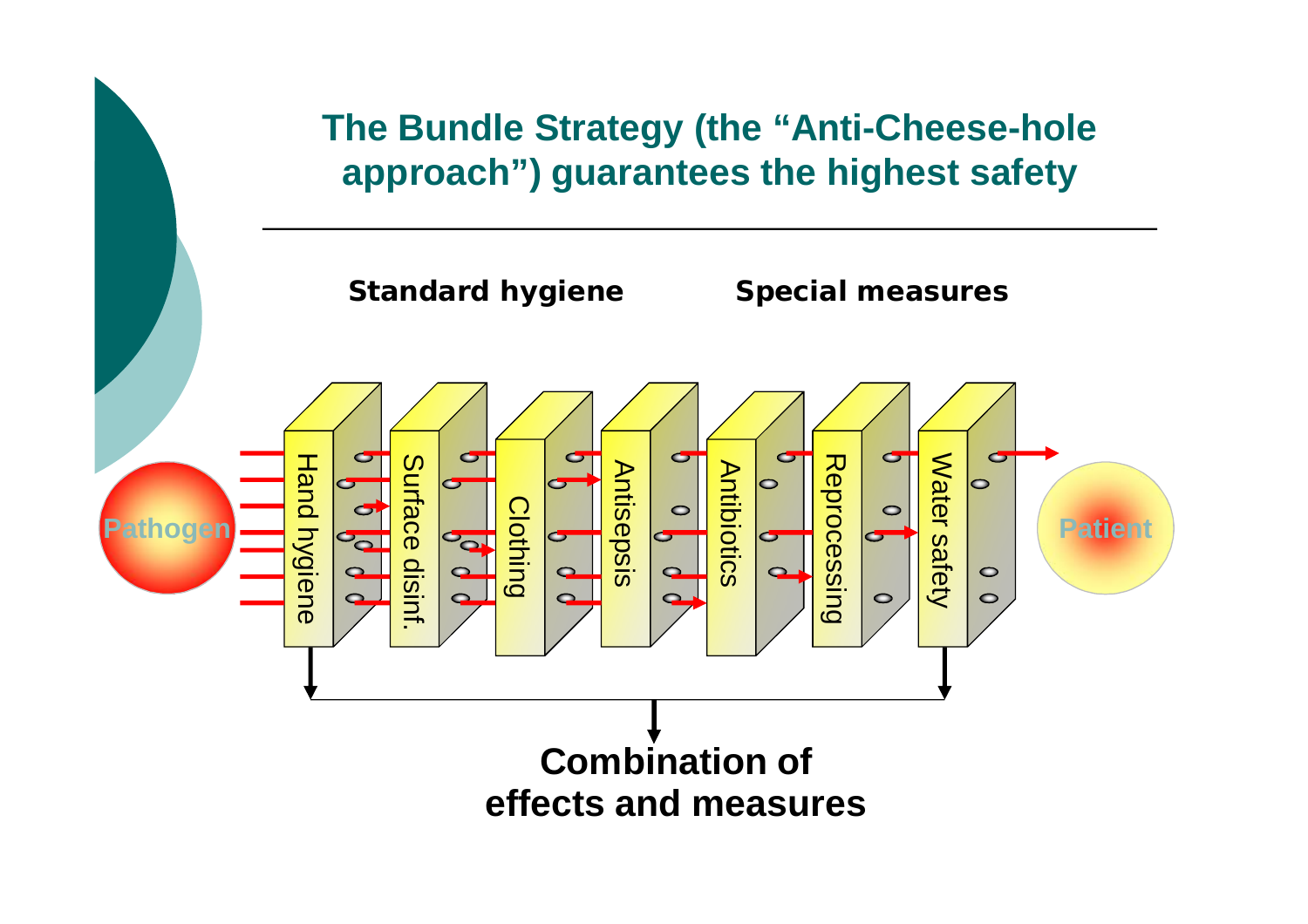# The Bundle Strategy (the "Anti-Cheese-hole approach") guarantees the highest safety

**Standard hygiene** **Special measures**

Pathogen

Hand hygiene

Surface disinf.

Clothing

Antisepsis

Antibiotics

Reprocessing

Water safety

Patient

**Combination of effects and measures**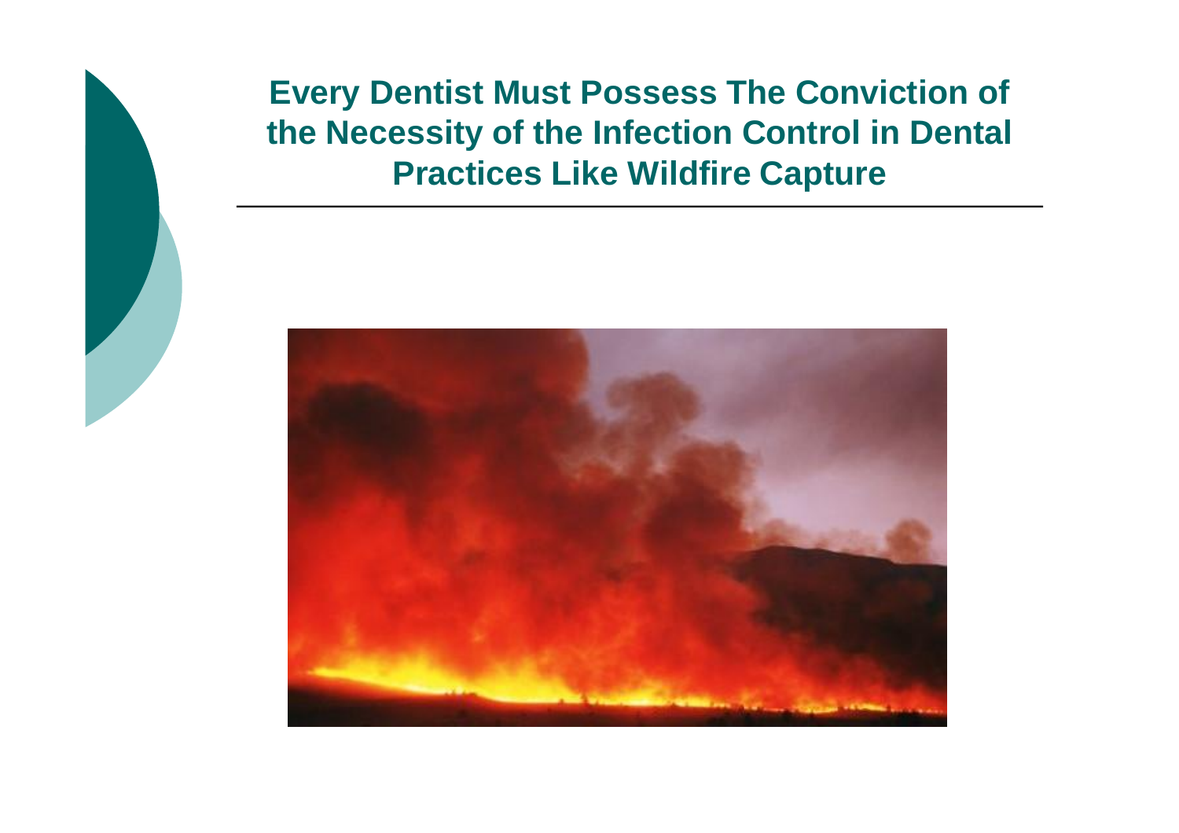# Every Dentist Must Possess The Conviction of the Necessity of the Infection Control in Dental Practices Like Wildfire Capture